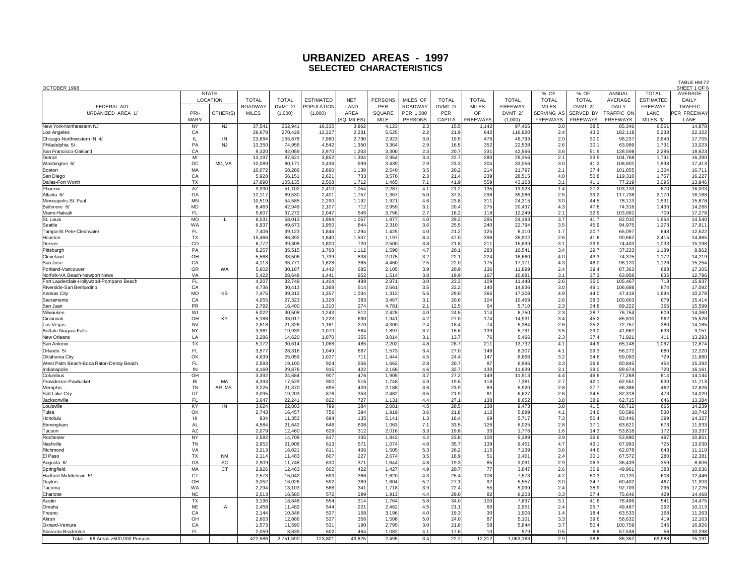# URBANIZED AREAS - 1997
## SELECTED CHARACTERISTICS

OCTOBER 1998

TABLE HM-72
SHEET 1 OF 6

| FEDERAL-AID URBANIZED AREA 1/ | STATE LOCATION PRIMARY | STATE LOCATION OTHER(S) | TOTAL ROADWAY MILES | TOTAL DVMT 2/ (1,000) | ESTIMATED POPULATION (1,000) | NET LAND AREA (SQ. MILES) | PERSONS PER SQUARE MILE | MILES OF ROADWAY PER 1,000 PERSONS | TOTAL DVMT 2/ PER CAPITA | TOTAL MILES OF FREEWAYS | TOTAL FREEWAY DVMT 2/ (1,000) | % OF TOTAL MILES SERVING AS FREEWAYS | % OF TOTAL DVMT 2/ SERVED BY FREEWAYS | ANNUAL AVERAGE DAILY TRAFFIC ON FREEWAYS | TOTAL ESTIMATED FREEWAY LANE MILES 3/ | AVERAGE DAILY TRAFFIC PER FREEWAY LANE |
|---|---|---|---|---|---|---|---|---|---|---|---|---|---|---|---|---|
| New York-Northeastern NJ | NY | NJ | 37,541 | 252,941 | 16,335 | 3,962 | 4,123 | 2.3 | 15.5 | 1,142 | 97,465 | 3.0 | 38.5 | 85,346 | 6,551 | 14,878 |
| Los Angeles | CA | | 26,678 | 270,429 | 12,327 | 2,231 | 5,525 | 2.2 | 21.9 | 642 | 116,920 | 2.4 | 43.2 | 182,118 | 5,238 | 22,322 |
| Chicago-Northwestern IN 4/ | IL | IN | 23,684 | 155,878 | 7,980 | 2,730 | 2,923 | 3.0 | 19.5 | 476 | 46,793 | 2.0 | 30.0 | 98,237 | 2,643 | 17,705 |
| Philadelphia 5/ | PA | NJ | 13,350 | 74,956 | 4,542 | 1,350 | 3,364 | 2.9 | 16.5 | 352 | 22,538 | 2.6 | 30.1 | 63,999 | 1,731 | 13,023 |
| San Francisco-Oakland | CA | | 9,320 | 82,059 | 3,970 | 1,203 | 3,300 | 2.3 | 20.7 | 331 | 42,566 | 3.6 | 51.9 | 128,598 | 2,286 | 18,623 |
| Detroit | MI | | 13,197 | 87,621 | 3,852 | 1,304 | 2,954 | 3.4 | 22.7 | 280 | 29,356 | 2.1 | 33.5 | 104,768 | 1,791 | 16,390 |
| Washington 6/ | DC | MD, VA | 10,089 | 80,171 | 3,436 | 999 | 3,439 | 2.9 | 23.3 | 304 | 33,056 | 3.0 | 41.2 | 108,601 | 1,898 | 17,413 |
| Boston | MA | | 10,072 | 58,286 | 2,890 | 1,138 | 2,540 | 3.5 | 20.2 | 214 | 21,797 | 2.1 | 37.4 | 101,855 | 1,304 | 16,711 |
| San Diego | CA | | 5,928 | 56,151 | 2,621 | 733 | 3,576 | 2.3 | 21.4 | 239 | 28,515 | 4.0 | 50.8 | 119,310 | 1,757 | 16,227 |
| Dallas-Fort Worth | TX | | 17,890 | 105,135 | 2,508 | 1,712 | 1,465 | 7.1 | 41.9 | 559 | 43,163 | 3.1 | 41.1 | 77,219 | 3,095 | 13,946 |
| Phoenix | AZ | | 9,930 | 51,102 | 2,410 | 1,054 | 2,287 | 4.1 | 21.2 | 135 | 13,923 | 1.4 | 27.2 | 103,133 | 870 | 16,003 |
| Atlanta 6/ | GA | | 12,117 | 89,530 | 2,401 | 1,757 | 1,367 | 5.0 | 37.3 | 298 | 35,086 | 2.5 | 39.2 | 117,738 | 2,170 | 16,168 |
| Minneapolis-St. Paul | MN | | 10,519 | 54,585 | 2,290 | 1,192 | 1,921 | 4.6 | 23.8 | 311 | 24,315 | 3.0 | 44.5 | 78,113 | 1,531 | 15,878 |
| Baltimore 6/ | MD | | 6,463 | 42,949 | 2,107 | 712 | 2,959 | 3.1 | 20.4 | 275 | 20,437 | 4.3 | 47.6 | 74,316 | 1,433 | 14,266 |
| Miami-Hialeah | FL | | 5,607 | 37,272 | 2,047 | 545 | 3,756 | 2.7 | 18.2 | 118 | 12,249 | 2.1 | 32.9 | 103,681 | 709 | 17,278 |
| St. Louis | MO | IL | 8,031 | 58,013 | 1,984 | 1,057 | 1,877 | 4.0 | 29.2 | 295 | 24,193 | 3.7 | 41.7 | 82,010 | 1,664 | 14,540 |
| Seattle | WA | | 6,937 | 49,673 | 1,950 | 844 | 2,310 | 3.6 | 25.5 | 240 | 22,794 | 3.5 | 45.9 | 94,975 | 1,273 | 17,911 |
| Tampa-St Pete-Clearwater | FL | | 7,406 | 39,123 | 1,844 | 1,294 | 1,425 | 4.0 | 21.2 | 125 | 8,110 | 1.7 | 20.7 | 65,097 | 648 | 12,522 |
| Houston | TX | | 15,466 | 86,392 | 1,840 | 1,537 | 1,197 | 8.4 | 47.0 | 396 | 35,902 | 2.6 | 41.6 | 90,662 | 2,415 | 14,865 |
| Denver | CO | | 6,772 | 39,308 | 1,800 | 720 | 2,500 | 3.8 | 21.8 | 211 | 15,699 | 3.1 | 39.9 | 74,403 | 1,033 | 15,198 |
| Pittsburgh | PA | | 8,257 | 35,515 | 1,768 | 1,112 | 1,590 | 4.7 | 20.1 | 283 | 10,541 | 3.4 | 29.7 | 37,233 | 1,189 | 8,862 |
| Cleveland | OH | | 5,568 | 38,506 | 1,739 | 838 | 2,075 | 3.2 | 22.1 | 224 | 16,660 | 4.0 | 43.3 | 74,375 | 1,172 | 14,219 |
| San Jose | CA | | 4,113 | 35,771 | 1,628 | 365 | 4,460 | 2.5 | 22.0 | 175 | 17,171 | 4.3 | 48.0 | 98,120 | 1,126 | 15,254 |
| Portland-Vancouver | OR | WA | 5,602 | 30,187 | 1,442 | 685 | 2,105 | 3.9 | 20.9 | 136 | 11,899 | 2.4 | 39.4 | 87,363 | 688 | 17,305 |
| Norfolk-VA Beach-Newport News | VA | | 5,422 | 28,648 | 1,441 | 952 | 1,514 | 3.8 | 19.9 | 167 | 10,681 | 3.1 | 37.3 | 63,958 | 835 | 12,796 |
| Fort Lauderdale-Hollywood-Pompano Beach | FL | | 4,207 | 32,749 | 1,404 | 489 | 2,871 | 3.0 | 23.3 | 109 | 11,448 | 2.6 | 35.0 | 105,467 | 718 | 15,937 |
| Riverside-San Bernardino | CA | | 4,736 | 30,413 | 1,368 | 514 | 2,661 | 3.5 | 22.2 | 140 | 14,936 | 3.0 | 49.1 | 106,686 | 874 | 17,092 |
| Kansas City | MO | KS | 7,475 | 39,312 | 1,357 | 1,034 | 1,312 | 5.5 | 29.0 | 365 | 17,308 | 4.9 | 44.0 | 47,419 | 1,684 | 10,278 |
| Sacramento | CA | | 4,055 | 27,323 | 1,328 | 383 | 3,467 | 3.1 | 20.6 | 104 | 10,469 | 2.6 | 38.3 | 100,663 | 679 | 15,414 |
| San Juan | PR | | 2,792 | 16,400 | 1,310 | 274 | 4,781 | 2.1 | 12.5 | 64 | 5,710 | 2.3 | 34.8 | 89,222 | 366 | 15,599 |
| Milwaukee | WI | | 5,022 | 30,508 | 1,243 | 512 | 2,428 | 4.0 | 24.5 | 114 | 8,750 | 2.3 | 28.7 | 76,754 | 609 | 14,360 |
| Cincinnati | OH | KY | 5,188 | 33,017 | 1,223 | 630 | 1,941 | 4.2 | 27.0 | 174 | 14,931 | 3.4 | 45.2 | 85,810 | 962 | 15,528 |
| Las Vegas | NV | | 2,818 | 21,326 | 1,161 | 270 | 4,300 | 2.4 | 18.4 | 74 | 5,384 | 2.6 | 25.2 | 72,757 | 380 | 14,185 |
| Buffalo-Niagara Falls | NY | | 3,961 | 19,939 | 1,070 | 564 | 1,897 | 3.7 | 18.6 | 139 | 5,791 | 3.5 | 29.0 | 41,662 | 633 | 9,151 |
| New Orleans | LA | | 3,286 | 14,620 | 1,070 | 355 | 3,014 | 3.1 | 13.7 | 76 | 5,466 | 2.3 | 37.4 | 71,921 | 411 | 13,293 |
| San Antonio | TX | | 5,172 | 30,614 | 1,068 | 485 | 2,202 | 4.8 | 28.7 | 211 | 13,732 | 4.1 | 44.9 | 65,148 | 1,067 | 12,874 |
| Orlando 5/ | FL | | 3,577 | 28,316 | 1,049 | 667 | 1,573 | 3.4 | 27.0 | 148 | 8,307 | 4.1 | 29.3 | 56,272 | 680 | 12,220 |
| Oklahoma City | OK | | 4,639 | 25,059 | 1,027 | 711 | 1,444 | 4.5 | 24.4 | 147 | 8,666 | 3.2 | 34.6 | 59,093 | 729 | 11,880 |
| West Palm Beach-Boca Raton-Delray Beach | FL | | 2,593 | 19,100 | 924 | 556 | 1,662 | 2.8 | 20.7 | 87 | 6,996 | 3.3 | 36.6 | 80,845 | 454 | 15,392 |
| Indianapolis | IN | | 4,169 | 29,876 | 915 | 422 | 2,168 | 4.6 | 32.7 | 130 | 11,639 | 3.1 | 39.0 | 89,674 | 720 | 16,161 |
| Columbus | OH | | 3,392 | 24,684 | 907 | 476 | 1,905 | 3.7 | 27.2 | 149 | 11,513 | 4.4 | 46.6 | 77,268 | 814 | 14,144 |
| Providence-Pawtucket | RI | MA | 4,393 | 17,529 | 900 | 515 | 1,748 | 4.9 | 19.5 | 118 | 7,381 | 2.7 | 42.1 | 62,551 | 630 | 11,713 |
| Memphis | TN | AR, MS | 3,225 | 21,370 | 895 | 409 | 2,188 | 3.6 | 23.9 | 89 | 5,920 | 2.8 | 27.7 | 66,386 | 462 | 12,826 |
| Salt Lake City | UT | | 3,095 | 19,203 | 876 | 353 | 2,482 | 3.5 | 21.9 | 81 | 6,627 | 2.6 | 34.5 | 82,318 | 473 | 14,020 |
| Jacksonville | FL | | 3,647 | 22,241 | 822 | 727 | 1,131 | 4.4 | 27.1 | 138 | 8,652 | 3.8 | 38.9 | 62,715 | 646 | 13,384 |
| Louisville | KY | IN | 3,624 | 22,803 | 799 | 384 | 2,081 | 4.5 | 28.5 | 138 | 9,473 | 3.8 | 41.5 | 68,712 | 665 | 14,239 |
| Tulsa | OK | | 2,743 | 16,457 | 756 | 394 | 1,919 | 3.6 | 21.8 | 112 | 5,689 | 4.1 | 34.6 | 50,586 | 530 | 10,742 |
| Honolulu | HI | | 934 | 11,353 | 694 | 135 | 5,141 | 1.3 | 16.4 | 69 | 5,717 | 7.3 | 50.4 | 83,446 | 399 | 14,327 |
| Birmingham | AL | | 4,584 | 21,642 | 646 | 608 | 1,063 | 7.1 | 33.5 | 126 | 8,025 | 2.8 | 37.1 | 63,621 | 673 | 11,933 |
| Tucson | AZ | | 2,079 | 12,460 | 629 | 312 | 2,016 | 3.3 | 19.8 | 33 | 1,776 | 1.6 | 14.3 | 53,818 | 172 | 10,337 |
| Rochester | NY | | 2,582 | 14,708 | 617 | 335 | 1,842 | 4.2 | 23.8 | 100 | 5,389 | 3.9 | 36.6 | 53,890 | 497 | 10,851 |
| Nashville | TN | | 2,952 | 21,908 | 613 | 571 | 1,074 | 4.8 | 35.7 | 139 | 9,451 | 4.7 | 43.1 | 67,993 | 725 | 13,030 |
| Richmond | VA | | 3,213 | 16,021 | 611 | 406 | 1,505 | 5.3 | 26.2 | 115 | 7,139 | 3.6 | 44.6 | 62,078 | 643 | 11,110 |
| El Paso | TX | NM | 2,114 | 11,483 | 607 | 227 | 2,674 | 3.5 | 18.9 | 51 | 3,461 | 2.4 | 30.1 | 67,572 | 280 | 12,381 |
| Augusta 6/ | GA | SC | 2,909 | 11,748 | 610 | 371 | 1,644 | 4.8 | 19.3 | 85 | 3,091 | 2.9 | 26.3 | 36,439 | 359 | 8,606 |
| Springfield | MA | CT | 2,926 | 12,463 | 602 | 422 | 1,427 | 4.9 | 20.7 | 77 | 3,847 | 2.6 | 30.9 | 49,961 | 383 | 10,036 |
| Hartford-Middletown 5/ | CT | | 2,573 | 15,042 | 593 | 366 | 1,620 | 4.3 | 25.4 | 108 | 7,573 | 4.2 | 50.3 | 70,120 | 608 | 12,446 |
| Dayton | OH | | 3,052 | 16,026 | 592 | 369 | 1,604 | 5.2 | 27.1 | 92 | 5,557 | 3.0 | 34.7 | 60,402 | 467 | 11,903 |
| Tacoma | WA | | 2,294 | 13,103 | 586 | 341 | 1,718 | 3.9 | 22.4 | 55 | 5,099 | 2.4 | 38.9 | 92,709 | 296 | 17,226 |
| Charlotte | NC | | 2,513 | 16,580 | 572 | 299 | 1,913 | 4.4 | 29.0 | 82 | 6,203 | 3.3 | 37.4 | 75,646 | 429 | 14,468 |
| Austin | TX | | 3,196 | 18,848 | 554 | 314 | 1,764 | 5.8 | 34.0 | 100 | 7,837 | 3.1 | 41.6 | 78,496 | 541 | 14,475 |
| Omaha | NE | IA | 2,458 | 11,482 | 544 | 221 | 2,462 | 4.5 | 21.1 | 60 | 2,951 | 2.4 | 25.7 | 49,487 | 292 | 10,113 |
| Fresno | CA | | 2,144 | 10,348 | 537 | 168 | 3,196 | 4.0 | 19.3 | 30 | 1,906 | 1.4 | 18.4 | 63,533 | 168 | 11,363 |
| Akron | OH | | 2,663 | 12,886 | 537 | 356 | 1,508 | 5.0 | 24.0 | 87 | 5,101 | 3.3 | 39.6 | 58,632 | 419 | 12,163 |
| Oxnard-Ventura | CA | | 1,573 | 11,590 | 531 | 190 | 2,795 | 3.0 | 21.8 | 58 | 5,844 | 3.7 | 50.4 | 100,759 | 345 | 16,926 |
| Sarasota-Bradenton | FL | | 2,059 | 8,839 | 502 | 464 | 1,082 | 4.1 | 17.6 | 10 | 579 | 0.5 | 6.6 | 57,538 | 56 | 10,298 |
| Total — 66 Areas >500,000 Persons | — | — | 422,586 | 2,751,590 | 123,801 | 49,625 | 2,495 | 3.4 | 22.2 | 12,312 | 1,063,163 | 2.9 | 38.6 | 86,352 | 69,988 | 15,191 |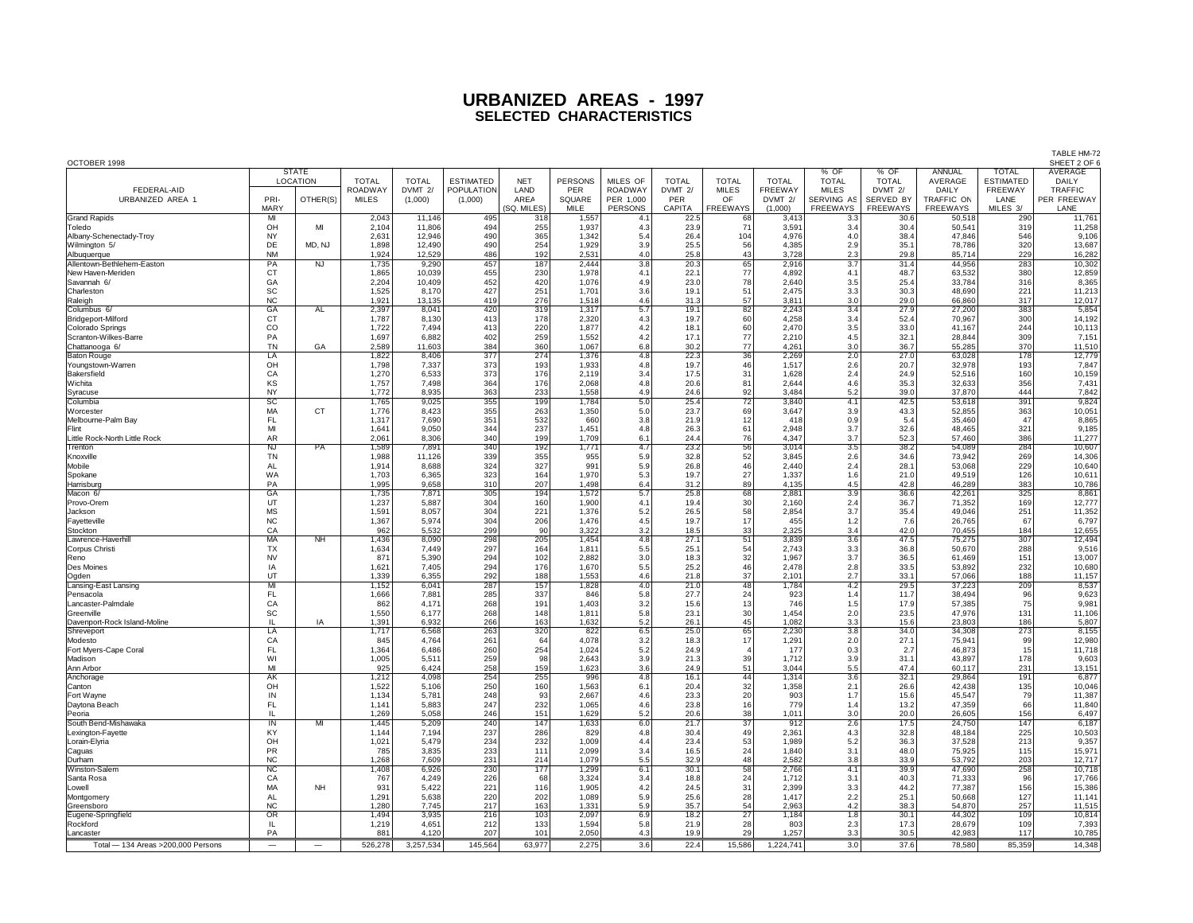# URBANIZED AREAS - 1997

## SELECTED CHARACTERISTICS

OCTOBER 1998

TABLE HM-72
SHEET 2 OF 6

| FEDERAL-AID URBANIZED AREA 1 | STATE LOCATION PRI-MARY | STATE LOCATION OTHER(S) | TOTAL ROADWAY MILES | TOTAL DVMT 2/ (1,000) | ESTIMATED POPULATION (1,000) | NET LAND AREA (SQ. MILES) | PERSONS PER SQUARE MILE | MILES OF ROADWAY PER 1,000 PERSONS | TOTAL DVMT 2/ PER CAPITA | TOTAL MILES OF FREEWAYS | TOTAL FREEWAY DVMT 2/ (1,000) | % OF TOTAL MILES SERVING AS FREEWAYS | % OF TOTAL DVMT 2/ SERVED BY FREEWAYS | ANNUAL AVERAGE DAILY TRAFFIC ON FREEWAYS | TOTAL ESTIMATED FREEWAY LANE MILES 3/ | AVERAGE DAILY TRAFFIC PER FREEWAY LANE |
|---|---|---|---|---|---|---|---|---|---|---|---|---|---|---|---|---|
| Grand Rapids | MI | | 2,043 | 11,146 | 495 | 318 | 1,557 | 4.1 | 22.5 | 68 | 3,413 | 3.3 | 30.6 | 50,518 | 290 | 11,761 |
| Toledo | OH | MI | 2,104 | 11,806 | 494 | 255 | 1,937 | 4.3 | 23.9 | 71 | 3,591 | 3.4 | 30.4 | 50,541 | 319 | 11,258 |
| Albany-Schenectady-Troy | NY | | 2,631 | 12,946 | 490 | 365 | 1,342 | 5.4 | 26.4 | 104 | 4,976 | 4.0 | 38.4 | 47,846 | 546 | 9,106 |
| Wilmington 5/ | DE | MD, NJ | 1,898 | 12,490 | 490 | 254 | 1,929 | 3.9 | 25.5 | 56 | 4,385 | 2.9 | 35.1 | 78,786 | 320 | 13,687 |
| Albuquerque | NM | | 1,924 | 12,529 | 486 | 192 | 2,531 | 4.0 | 25.8 | 43 | 3,728 | 2.3 | 29.8 | 85,714 | 229 | 16,282 |
| Allentown-Bethlehem-Easton | PA | NJ | 1,735 | 9,290 | 457 | 187 | 2,444 | 3.8 | 20.3 | 65 | 2,916 | 3.7 | 31.4 | 44,956 | 283 | 10,302 |
| New Haven-Meriden | CT | | 1,865 | 10,039 | 455 | 230 | 1,978 | 4.1 | 22.1 | 77 | 4,892 | 4.1 | 48.7 | 63,532 | 380 | 12,859 |
| Savannah 6/ | GA | | 2,204 | 10,409 | 452 | 420 | 1,076 | 4.9 | 23.0 | 78 | 2,640 | 3.5 | 25.4 | 33,784 | 316 | 8,365 |
| Charleston | SC | | 1,525 | 8,170 | 427 | 251 | 1,701 | 3.6 | 19.1 | 51 | 2,475 | 3.3 | 30.3 | 48,690 | 221 | 11,213 |
| Raleigh | NC | | 1,921 | 13,135 | 419 | 276 | 1,518 | 4.6 | 31.3 | 57 | 3,811 | 3.0 | 29.0 | 66,860 | 317 | 12,017 |
| Columbus 6/ | GA | AL | 2,397 | 8,041 | 420 | 319 | 1,317 | 5.7 | 19.1 | 82 | 2,243 | 3.4 | 27.9 | 27,200 | 383 | 5,854 |
| Bridgeport-Milford | CT | | 1,787 | 8,130 | 413 | 178 | 2,320 | 4.3 | 19.7 | 60 | 4,258 | 3.4 | 52.4 | 70,967 | 300 | 14,192 |
| Colorado Springs | CO | | 1,722 | 7,494 | 413 | 220 | 1,877 | 4.2 | 18.1 | 60 | 2,470 | 3.5 | 33.0 | 41,167 | 244 | 10,113 |
| Scranton-Wilkes-Barre | PA | | 1,697 | 6,882 | 402 | 259 | 1,552 | 4.2 | 17.1 | 77 | 2,210 | 4.5 | 32.1 | 28,844 | 309 | 7,151 |
| Chattanooga 6/ | TN | GA | 2,589 | 11,603 | 384 | 360 | 1,067 | 6.8 | 30.2 | 77 | 4,261 | 3.0 | 36.7 | 55,285 | 370 | 11,510 |
| Baton Rouge | LA | | 1,822 | 8,406 | 377 | 274 | 1,376 | 4.8 | 22.3 | 36 | 2,269 | 2.0 | 27.0 | 63,028 | 178 | 12,779 |
| Youngstown-Warren | OH | | 1,798 | 7,337 | 373 | 193 | 1,933 | 4.8 | 19.7 | 46 | 1,517 | 2.6 | 20.7 | 32,978 | 193 | 7,847 |
| Bakersfield | CA | | 1,270 | 6,533 | 373 | 176 | 2,119 | 3.4 | 17.5 | 31 | 1,628 | 2.4 | 24.9 | 52,516 | 160 | 10,159 |
| Wichita | KS | | 1,757 | 7,498 | 364 | 176 | 2,068 | 4.8 | 20.6 | 81 | 2,644 | 4.6 | 35.3 | 32,633 | 356 | 7,431 |
| Syracuse | NY | | 1,772 | 8,935 | 363 | 233 | 1,558 | 4.9 | 24.6 | 92 | 3,484 | 5.2 | 39.0 | 37,870 | 444 | 7,842 |
| Columbia | SC | | 1,765 | 9,025 | 355 | 199 | 1,784 | 5.0 | 25.4 | 72 | 3,840 | 4.1 | 42.5 | 53,618 | 391 | 9,824 |
| Worcester | MA | CT | 1,776 | 8,423 | 355 | 263 | 1,350 | 5.0 | 23.7 | 69 | 3,647 | 3.9 | 43.3 | 52,855 | 363 | 10,051 |
| Melbourne-Palm Bay | FL | | 1,317 | 7,690 | 351 | 532 | 660 | 3.8 | 21.9 | 12 | 418 | 0.9 | 5.4 | 35,460 | 47 | 8,865 |
| Flint | MI | | 1,641 | 9,050 | 344 | 237 | 1,451 | 4.8 | 26.3 | 61 | 2,948 | 3.7 | 32.6 | 48,465 | 321 | 9,185 |
| Little Rock-North Little Rock | AR | | 2,061 | 8,306 | 340 | 199 | 1,709 | 6.1 | 24.4 | 76 | 4,347 | 3.7 | 52.3 | 57,460 | 386 | 11,277 |
| Trenton | NJ | PA | 1,589 | 7,891 | 340 | 192 | 1,771 | 4.7 | 23.2 | 56 | 3,014 | 3.5 | 38.2 | 54,089 | 284 | 10,607 |
| Knoxville | TN | | 1,988 | 11,126 | 339 | 355 | 955 | 5.9 | 32.8 | 52 | 3,845 | 2.6 | 34.6 | 73,942 | 269 | 14,306 |
| Mobile | AL | | 1,914 | 8,688 | 324 | 327 | 991 | 5.9 | 26.8 | 46 | 2,440 | 2.4 | 28.1 | 53,068 | 229 | 10,640 |
| Spokane | WA | | 1,703 | 6,365 | 323 | 164 | 1,970 | 5.3 | 19.7 | 27 | 1,337 | 1.6 | 21.0 | 49,519 | 126 | 10,611 |
| Harrisburg | PA | | 1,995 | 9,658 | 310 | 207 | 1,498 | 6.4 | 31.2 | 89 | 4,135 | 4.5 | 42.8 | 46,289 | 383 | 10,786 |
| Macon 6/ | GA | | 1,735 | 7,871 | 305 | 194 | 1,572 | 5.7 | 25.8 | 68 | 2,881 | 3.9 | 36.6 | 42,261 | 325 | 8,861 |
| Provo-Orem | UT | | 1,237 | 5,887 | 304 | 160 | 1,900 | 4.1 | 19.4 | 30 | 2,160 | 2.4 | 36.7 | 71,352 | 169 | 12,777 |
| Jackson | MS | | 1,591 | 8,057 | 304 | 221 | 1,376 | 5.2 | 26.5 | 58 | 2,854 | 3.7 | 35.4 | 49,046 | 251 | 11,352 |
| Fayetteville | NC | | 1,367 | 5,974 | 304 | 206 | 1,476 | 4.5 | 19.7 | 17 | 455 | 1.2 | 7.6 | 26,765 | 67 | 6,797 |
| Stockton | CA | | 962 | 5,532 | 299 | 90 | 3,322 | 3.2 | 18.5 | 33 | 2,325 | 3.4 | 42.0 | 70,455 | 184 | 12,655 |
| Lawrence-Haverhill | MA | NH | 1,436 | 8,090 | 298 | 205 | 1,454 | 4.8 | 27.1 | 51 | 3,839 | 3.6 | 47.5 | 75,275 | 307 | 12,494 |
| Corpus Christi | TX | | 1,634 | 7,449 | 297 | 164 | 1,811 | 5.5 | 25.1 | 54 | 2,743 | 3.3 | 36.8 | 50,670 | 288 | 9,516 |
| Reno | NV | | 871 | 5,390 | 294 | 102 | 2,882 | 3.0 | 18.3 | 32 | 1,967 | 3.7 | 36.5 | 61,469 | 151 | 13,007 |
| Des Moines | IA | | 1,621 | 7,405 | 294 | 176 | 1,670 | 5.5 | 25.2 | 46 | 2,478 | 2.8 | 33.5 | 53,892 | 232 | 10,680 |
| Ogden | UT | | 1,339 | 6,355 | 292 | 188 | 1,553 | 4.6 | 21.8 | 37 | 2,101 | 2.7 | 33.1 | 57,066 | 188 | 11,157 |
| Lansing-East Lansing | MI | | 1,152 | 6,041 | 287 | 157 | 1,828 | 4.0 | 21.0 | 48 | 1,784 | 4.2 | 29.5 | 37,223 | 209 | 8,537 |
| Pensacola | FL | | 1,666 | 7,881 | 285 | 337 | 846 | 5.8 | 27.7 | 24 | 923 | 1.4 | 11.7 | 38,494 | 96 | 9,623 |
| Lancaster-Palmdale | CA | | 862 | 4,171 | 268 | 191 | 1,403 | 3.2 | 15.6 | 13 | 746 | 1.5 | 17.9 | 57,385 | 75 | 9,981 |
| Greenville | SC | | 1,550 | 6,177 | 268 | 148 | 1,811 | 5.8 | 23.1 | 30 | 1,454 | 2.0 | 23.5 | 47,976 | 131 | 11,106 |
| Davenport-Rock Island-Moline | IL | IA | 1,391 | 6,932 | 266 | 163 | 1,632 | 5.2 | 26.1 | 45 | 1,082 | 3.3 | 15.6 | 23,803 | 186 | 5,807 |
| Shreveport | LA | | 1,717 | 6,568 | 263 | 320 | 822 | 6.5 | 25.0 | 65 | 2,230 | 3.8 | 34.0 | 34,308 | 273 | 8,155 |
| Modesto | CA | | 845 | 4,764 | 261 | 64 | 4,078 | 3.2 | 18.3 | 17 | 1,291 | 2.0 | 27.1 | 75,941 | 99 | 12,980 |
| Fort Myers-Cape Coral | FL | | 1,364 | 6,486 | 260 | 254 | 1,024 | 5.2 | 24.9 | 4 | 177 | 0.3 | 2.7 | 46,873 | 15 | 11,718 |
| Madison | WI | | 1,005 | 5,511 | 259 | 98 | 2,643 | 3.9 | 21.3 | 39 | 1,712 | 3.9 | 31.1 | 43,897 | 178 | 9,603 |
| Ann Arbor | MI | | 925 | 6,424 | 258 | 159 | 1,623 | 3.6 | 24.9 | 51 | 3,044 | 5.5 | 47.4 | 60,117 | 231 | 13,151 |
| Anchorage | AK | | 1,212 | 4,098 | 254 | 255 | 996 | 4.8 | 16.1 | 44 | 1,314 | 3.6 | 32.1 | 29,864 | 191 | 6,877 |
| Canton | OH | | 1,522 | 5,106 | 250 | 160 | 1,563 | 6.1 | 20.4 | 32 | 1,358 | 2.1 | 26.6 | 42,438 | 135 | 10,046 |
| Fort Wayne | IN | | 1,134 | 5,781 | 248 | 93 | 2,667 | 4.6 | 23.3 | 20 | 903 | 1.7 | 15.6 | 45,547 | 79 | 11,387 |
| Daytona Beach | FL | | 1,141 | 5,883 | 247 | 232 | 1,065 | 4.6 | 23.8 | 16 | 779 | 1.4 | 13.2 | 47,359 | 66 | 11,840 |
| Peoria | IL | | 1,269 | 5,058 | 246 | 151 | 1,629 | 5.2 | 20.6 | 38 | 1,011 | 3.0 | 20.0 | 26,605 | 156 | 6,497 |
| South Bend-Mishawaka | IN | MI | 1,445 | 5,209 | 240 | 147 | 1,633 | 6.0 | 21.7 | 37 | 912 | 2.6 | 17.5 | 24,750 | 147 | 6,187 |
| Lexington-Fayette | KY | | 1,144 | 7,194 | 237 | 286 | 829 | 4.8 | 30.4 | 49 | 2,361 | 4.3 | 32.8 | 48,184 | 225 | 10,503 |
| Lorain-Elyria | OH | | 1,021 | 5,479 | 234 | 232 | 1,009 | 4.4 | 23.4 | 53 | 1,989 | 5.2 | 36.3 | 37,528 | 213 | 9,357 |
| Caguas | PR | | 785 | 3,835 | 233 | 111 | 2,099 | 3.4 | 16.5 | 24 | 1,840 | 3.1 | 48.0 | 75,925 | 115 | 15,971 |
| Durham | NC | | 1,268 | 7,609 | 231 | 214 | 1,079 | 5.5 | 32.9 | 48 | 2,582 | 3.8 | 33.9 | 53,792 | 203 | 12,717 |
| Winston-Salem | NC | | 1,408 | 6,926 | 230 | 177 | 1,299 | 6.1 | 30.1 | 58 | 2,766 | 4.1 | 39.9 | 47,690 | 258 | 10,718 |
| Santa Rosa | CA | | 767 | 4,249 | 226 | 68 | 3,324 | 3.4 | 18.8 | 24 | 1,712 | 3.1 | 40.3 | 71,333 | 96 | 17,766 |
| Lowell | MA | NH | 931 | 5,422 | 221 | 116 | 1,905 | 4.2 | 24.5 | 31 | 2,399 | 3.3 | 44.2 | 77,387 | 156 | 15,386 |
| Montgomery | AL | | 1,291 | 5,638 | 220 | 202 | 1,089 | 5.9 | 25.6 | 28 | 1,417 | 2.2 | 25.1 | 50,668 | 127 | 11,141 |
| Greensboro | NC | | 1,280 | 7,745 | 217 | 163 | 1,331 | 5.9 | 35.7 | 54 | 2,963 | 4.2 | 38.3 | 54,870 | 257 | 11,515 |
| Eugene-Springfield | OR | | 1,494 | 3,935 | 216 | 103 | 2,097 | 6.9 | 18.2 | 27 | 1,184 | 1.8 | 30.1 | 44,302 | 109 | 10,814 |
| Rockford | IL | | 1,219 | 4,651 | 212 | 133 | 1,594 | 5.8 | 21.9 | 28 | 803 | 2.3 | 17.3 | 28,679 | 109 | 7,393 |
| Lancaster | PA | | 881 | 4,120 | 207 | 101 | 2,050 | 4.3 | 19.9 | 29 | 1,257 | 3.3 | 30.5 | 42,983 | 117 | 10,785 |
| Total — 134 Areas >200,000 Persons | — | — | 526,278 | 3,257,534 | 145,564 | 63,977 | 2,275 | 3.6 | 22.4 | 15,586 | 1,224,741 | 3.0 | 37.6 | 78,580 | 85,359 | 14,348 |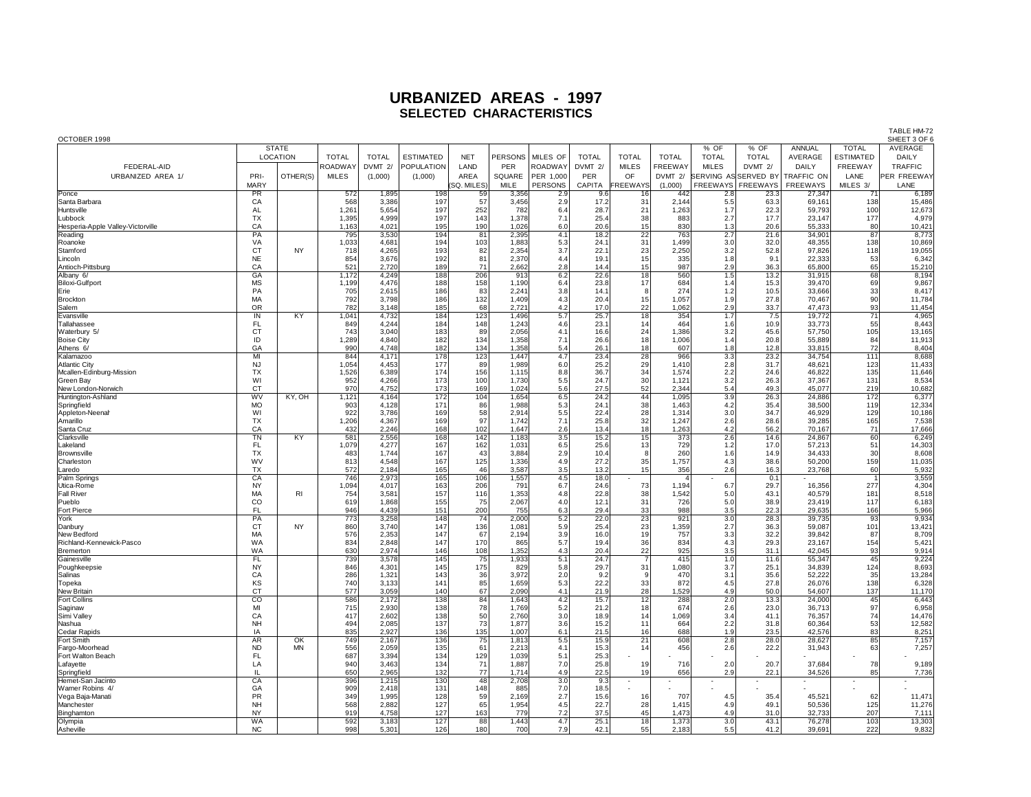# URBANIZED AREAS - 1997
## SELECTED CHARACTERISTICS

OCTOBER 1998

TABLE HM-72
SHEET 3 OF 6

| FEDERAL-AID URBANIZED AREA 1/ | STATE LOCATION PRIMARY | STATE LOCATION OTHER(S) | TOTAL ROADWAY MILES | TOTAL DVMT 2/ (1,000) | ESTIMATED POPULATION (1,000) | NET LAND AREA (SQ. MILES) | PERSONS PER SQUARE MILE | MILES OF ROADWAY PER 1,000 PERSONS | TOTAL DVMT 2/ PER CAPITA | TOTAL MILES OF FREEWAYS | TOTAL FREEWAY DVMT 2/ (1,000) | % OF TOTAL MILES SERVING AS FREEWAYS | % OF TOTAL DVMT 2/ SERVED BY FREEWAYS | ANNUAL AVERAGE DAILY TRAFFIC ON FREEWAYS | TOTAL ESTIMATED FREEWAY LANE MILES 3/ | AVERAGE DAILY TRAFFIC PER FREEWAY LANE |
|---|---|---|---|---|---|---|---|---|---|---|---|---|---|---|---|---|
| Ponce | PR | | 572 | 1,895 | 198 | 59 | 3,356 | 2.9 | 9.6 | 16 | 442 | 2.8 | 23.3 | 27,347 | 71 | 6,189 |
| Santa Barbara | CA | | 568 | 3,386 | 197 | 57 | 3,456 | 2.9 | 17.2 | 31 | 2,144 | 5.5 | 63.3 | 69,161 | 138 | 15,486 |
| Huntsville | AL | | 1,261 | 5,654 | 197 | 252 | 782 | 6.4 | 28.7 | 21 | 1,263 | 1.7 | 22.3 | 59,793 | 100 | 12,673 |
| Lubbock | TX | | 1,395 | 4,999 | 197 | 143 | 1,378 | 7.1 | 25.4 | 38 | 883 | 2.7 | 17.7 | 23,147 | 177 | 4,979 |
| Hesperia-Apple Valley-Victorville | CA | | 1,163 | 4,021 | 195 | 190 | 1,026 | 6.0 | 20.6 | 15 | 830 | 1.3 | 20.6 | 55,333 | 80 | 10,421 |
| Reading | PA | | 795 | 3,530 | 194 | 81 | 2,395 | 4.1 | 18.2 | 22 | 763 | 2.7 | 21.6 | 34,901 | 87 | 8,773 |
| Roanoke | VA | | 1,033 | 4,681 | 194 | 103 | 1,883 | 5.3 | 24.1 | 31 | 1,499 | 3.0 | 32.0 | 48,355 | 138 | 10,869 |
| Stamford | CT | NY | 718 | 4,265 | 193 | 82 | 2,354 | 3.7 | 22.1 | 23 | 2,250 | 3.2 | 52.8 | 97,826 | 118 | 19,055 |
| Lincoln | NE | | 854 | 3,676 | 192 | 81 | 2,370 | 4.4 | 19.1 | 15 | 335 | 1.8 | 9.1 | 22,333 | 53 | 6,342 |
| Antioch-Pittsburg | CA | | 521 | 2,720 | 189 | 71 | 2,662 | 2.8 | 14.4 | 15 | 987 | 2.9 | 36.3 | 65,800 | 65 | 15,210 |
| Albany 6/ | GA | | 1,172 | 4,249 | 188 | 206 | 913 | 6.2 | 22.6 | 18 | 560 | 1.5 | 13.2 | 31,915 | 68 | 8,194 |
| Biloxi-Gulfport | MS | | 1,199 | 4,476 | 188 | 158 | 1,190 | 6.4 | 23.8 | 17 | 684 | 1.4 | 15.3 | 39,470 | 69 | 9,867 |
| Erie | PA | | 705 | 2,615 | 186 | 83 | 2,241 | 3.8 | 14.1 | 8 | 274 | 1.2 | 10.5 | 33,666 | 33 | 8,417 |
| Brockton | MA | | 792 | 3,798 | 186 | 132 | 1,409 | 4.3 | 20.4 | 15 | 1,057 | 1.9 | 27.8 | 70,467 | 90 | 11,784 |
| Salem | OR | | 782 | 3,148 | 185 | 68 | 2,721 | 4.2 | 17.0 | 22 | 1,062 | 2.9 | 33.7 | 47,473 | 93 | 11,454 |
| Evansville | IN | KY | 1,041 | 4,732 | 184 | 123 | 1,496 | 5.7 | 25.7 | 18 | 354 | 1.7 | 7.5 | 19,772 | 71 | 4,965 |
| Tallahassee | FL | | 849 | 4,244 | 184 | 148 | 1,243 | 4.6 | 23.1 | 14 | 464 | 1.6 | 10.9 | 33,773 | 55 | 8,443 |
| Waterbury 5/ | CT | | 743 | 3,040 | 183 | 89 | 2,056 | 4.1 | 16.6 | 24 | 1,386 | 3.2 | 45.6 | 57,750 | 105 | 13,165 |
| Boise City | ID | | 1,289 | 4,840 | 182 | 134 | 1,358 | 7.1 | 26.6 | 18 | 1,006 | 1.4 | 20.8 | 55,889 | 84 | 11,913 |
| Athens 6/ | GA | | 990 | 4,748 | 182 | 134 | 1,358 | 5.4 | 26.1 | 18 | 607 | 1.8 | 12.8 | 33,815 | 72 | 8,404 |
| Kalamazoo | MI | | 844 | 4,171 | 178 | 123 | 1,447 | 4.7 | 23.4 | 28 | 966 | 3.3 | 23.2 | 34,754 | 111 | 8,688 |
| Atlantic City | NJ | | 1,054 | 4,453 | 177 | 89 | 1,989 | 6.0 | 25.2 | 29 | 1,410 | 2.8 | 31.7 | 48,621 | 123 | 11,433 |
| Mcallen-Edinburg-Mission | TX | | 1,526 | 6,389 | 174 | 156 | 1,115 | 8.8 | 36.7 | 34 | 1,574 | 2.2 | 24.6 | 46,822 | 135 | 11,646 |
| Green Bay | WI | | 952 | 4,266 | 173 | 100 | 1,730 | 5.5 | 24.7 | 30 | 1,121 | 3.2 | 26.3 | 37,367 | 131 | 8,534 |
| New London-Norwich | CT | | 970 | 4,752 | 173 | 169 | 1,024 | 5.6 | 27.5 | 52 | 2,344 | 5.4 | 49.3 | 45,077 | 219 | 10,682 |
| Huntington-Ashland | WV | KY, OH | 1,121 | 4,164 | 172 | 104 | 1,654 | 6.5 | 24.2 | 44 | 1,095 | 3.9 | 26.3 | 24,886 | 172 | 6,377 |
| Springfield | MO | | 903 | 4,128 | 171 | 86 | 1,988 | 5.3 | 24.1 | 38 | 1,463 | 4.2 | 35.4 | 38,500 | 119 | 12,334 |
| Appleton-Neenah | WI | | 922 | 3,786 | 169 | 58 | 2,914 | 5.5 | 22.4 | 28 | 1,314 | 3.0 | 34.7 | 46,929 | 129 | 10,186 |
| Amarillo | TX | | 1,206 | 4,367 | 169 | 97 | 1,742 | 7.1 | 25.8 | 32 | 1,247 | 2.6 | 28.6 | 39,285 | 165 | 7,538 |
| Santa Cruz | CA | | 432 | 2,246 | 168 | 102 | 1,647 | 2.6 | 13.4 | 18 | 1,263 | 4.2 | 56.2 | 70,167 | 71 | 17,666 |
| Clarksville | TN | KY | 581 | 2,556 | 168 | 142 | 1,183 | 3.5 | 15.2 | 15 | 373 | 2.6 | 14.6 | 24,867 | 60 | 6,249 |
| Lakeland | FL | | 1,079 | 4,277 | 167 | 162 | 1,031 | 6.5 | 25.6 | 13 | 729 | 1.2 | 17.0 | 57,213 | 51 | 14,303 |
| Brownsville | TX | | 483 | 1,744 | 167 | 43 | 3,884 | 2.9 | 10.4 | 8 | 260 | 1.6 | 14.9 | 34,433 | 30 | 8,608 |
| Charleston | WV | | 813 | 4,548 | 167 | 125 | 1,336 | 4.9 | 27.2 | 35 | 1,757 | 4.3 | 38.6 | 50,200 | 159 | 11,035 |
| Laredo | TX | | 572 | 2,184 | 165 | 46 | 3,587 | 3.5 | 13.2 | 15 | 356 | 2.6 | 16.3 | 23,768 | 60 | 5,932 |
| Palm Springs | CA | | 746 | 2,973 | 165 | 106 | 1,557 | 4.5 | 18.0 | - | 4 | - | 0.1 | - | 1 | 3,559 |
| Utica-Rome | NY | | 1,094 | 4,017 | 163 | 206 | 791 | 6.7 | 24.6 | 73 | 1,194 | 6.7 | 29.7 | 16,356 | 277 | 4,304 |
| Fall River | MA | RI | 754 | 3,581 | 157 | 116 | 1,353 | 4.8 | 22.8 | 38 | 1,542 | 5.0 | 43.1 | 40,579 | 181 | 8,518 |
| Pueblo | CO | | 619 | 1,868 | 155 | 75 | 2,067 | 4.0 | 12.1 | 31 | 726 | 5.0 | 38.9 | 23,419 | 117 | 6,183 |
| Fort Pierce | FL | | 946 | 4,439 | 151 | 200 | 755 | 6.3 | 29.4 | 33 | 988 | 3.5 | 22.3 | 29,635 | 166 | 5,966 |
| York | PA | | 773 | 3,258 | 148 | 74 | 2,000 | 5.2 | 22.0 | 23 | 921 | 3.0 | 28.3 | 39,735 | 93 | 9,934 |
| Danbury | CT | NY | 860 | 3,740 | 147 | 136 | 1,081 | 5.9 | 25.4 | 23 | 1,359 | 2.7 | 36.3 | 59,087 | 101 | 13,421 |
| New Bedford | MA | | 576 | 2,353 | 147 | 67 | 2,194 | 3.9 | 16.0 | 19 | 757 | 3.3 | 32.2 | 39,842 | 87 | 8,709 |
| Richland-Kennewick-Pasco | WA | | 834 | 2,848 | 147 | 170 | 865 | 5.7 | 19.4 | 36 | 834 | 4.3 | 29.3 | 23,167 | 154 | 5,421 |
| Bremerton | WA | | 630 | 2,974 | 146 | 108 | 1,352 | 4.3 | 20.4 | 22 | 925 | 3.5 | 31.1 | 42,045 | 93 | 9,914 |
| Gainesville | FL | | 739 | 3,578 | 145 | 75 | 1,933 | 5.1 | 24.7 | 7 | 415 | 1.0 | 11.6 | 55,347 | 45 | 9,224 |
| Poughkeepsie | NY | | 846 | 4,301 | 145 | 175 | 829 | 5.8 | 29.7 | 31 | 1,080 | 3.7 | 25.1 | 34,839 | 124 | 8,693 |
| Salinas | CA | | 286 | 1,321 | 143 | 36 | 3,972 | 2.0 | 9.2 | 9 | 470 | 3.1 | 35.6 | 52,222 | 35 | 13,284 |
| Topeka | KS | | 740 | 3,133 | 141 | 85 | 1,659 | 5.3 | 22.2 | 33 | 872 | 4.5 | 27.8 | 26,076 | 138 | 6,328 |
| New Britain | CT | | 577 | 3,059 | 140 | 67 | 2,090 | 4.1 | 21.9 | 28 | 1,529 | 4.9 | 50.0 | 54,607 | 137 | 11,170 |
| Fort Collins | CO | | 586 | 2,172 | 138 | 84 | 1,643 | 4.2 | 15.7 | 12 | 288 | 2.0 | 13.3 | 24,000 | 45 | 6,443 |
| Saginaw | MI | | 715 | 2,930 | 138 | 78 | 1,769 | 5.2 | 21.2 | 18 | 674 | 2.6 | 23.0 | 36,713 | 97 | 6,958 |
| Simi Valley | CA | | 417 | 2,602 | 138 | 50 | 2,760 | 3.0 | 18.9 | 14 | 1,069 | 3.4 | 41.1 | 76,357 | 74 | 14,476 |
| Nashua | NH | | 494 | 2,085 | 137 | 73 | 1,877 | 3.6 | 15.2 | 11 | 664 | 2.2 | 31.8 | 60,364 | 53 | 12,582 |
| Cedar Rapids | IA | | 835 | 2,927 | 136 | 135 | 1,007 | 6.1 | 21.5 | 16 | 688 | 1.9 | 23.5 | 42,576 | 83 | 8,251 |
| Fort Smith | AR | OK | 749 | 2,167 | 136 | 75 | 1,813 | 5.5 | 15.9 | 21 | 608 | 2.8 | 28.0 | 28,627 | 85 | 7,157 |
| Fargo-Moorhead | ND | MN | 556 | 2,059 | 135 | 61 | 2,213 | 4.1 | 15.3 | 14 | 456 | 2.6 | 22.2 | 31,943 | 63 | 7,257 |
| Fort Walton Beach | FL | | 687 | 3,394 | 134 | 129 | 1,039 | 5.1 | 25.3 | - | - | - | - | - | - | - |
| Lafayette | LA | | 940 | 3,463 | 134 | 71 | 1,887 | 7.0 | 25.8 | 19 | 716 | 2.0 | 20.7 | 37,684 | 78 | 9,189 |
| Springfield | IL | | 650 | 2,965 | 132 | 77 | 1,714 | 4.9 | 22.5 | 19 | 656 | 2.9 | 22.1 | 34,526 | 85 | 7,736 |
| Hemet-San Jacinto | CA | | 396 | 1,215 | 130 | 48 | 2,708 | 3.0 | 9.3 | - | - | - | - | - | - | - |
| Warner Robins 4/ | GA | | 909 | 2,418 | 131 | 148 | 885 | 7.0 | 18.5 | - | - | - | - | - | - | - |
| Vega Baja-Manati | PR | | 349 | 1,995 | 128 | 59 | 2,169 | 2.7 | 15.6 | 16 | 707 | 4.5 | 35.4 | 45,521 | 62 | 11,471 |
| Manchester | NH | | 568 | 2,882 | 127 | 65 | 1,954 | 4.5 | 22.7 | 28 | 1,415 | 4.9 | 49.1 | 50,536 | 125 | 11,276 |
| Binghamton | NY | | 919 | 4,758 | 127 | 163 | 779 | 7.2 | 37.5 | 45 | 1,473 | 4.9 | 31.0 | 32,733 | 207 | 7,111 |
| Olympia | WA | | 592 | 3,183 | 127 | 88 | 1,443 | 4.7 | 25.1 | 18 | 1,373 | 3.0 | 43.1 | 76,278 | 103 | 13,303 |
| Asheville | NC | | 998 | 5,301 | 126 | 180 | 700 | 7.9 | 42.1 | 55 | 2,183 | 5.5 | 41.2 | 39,691 | 222 | 9,832 |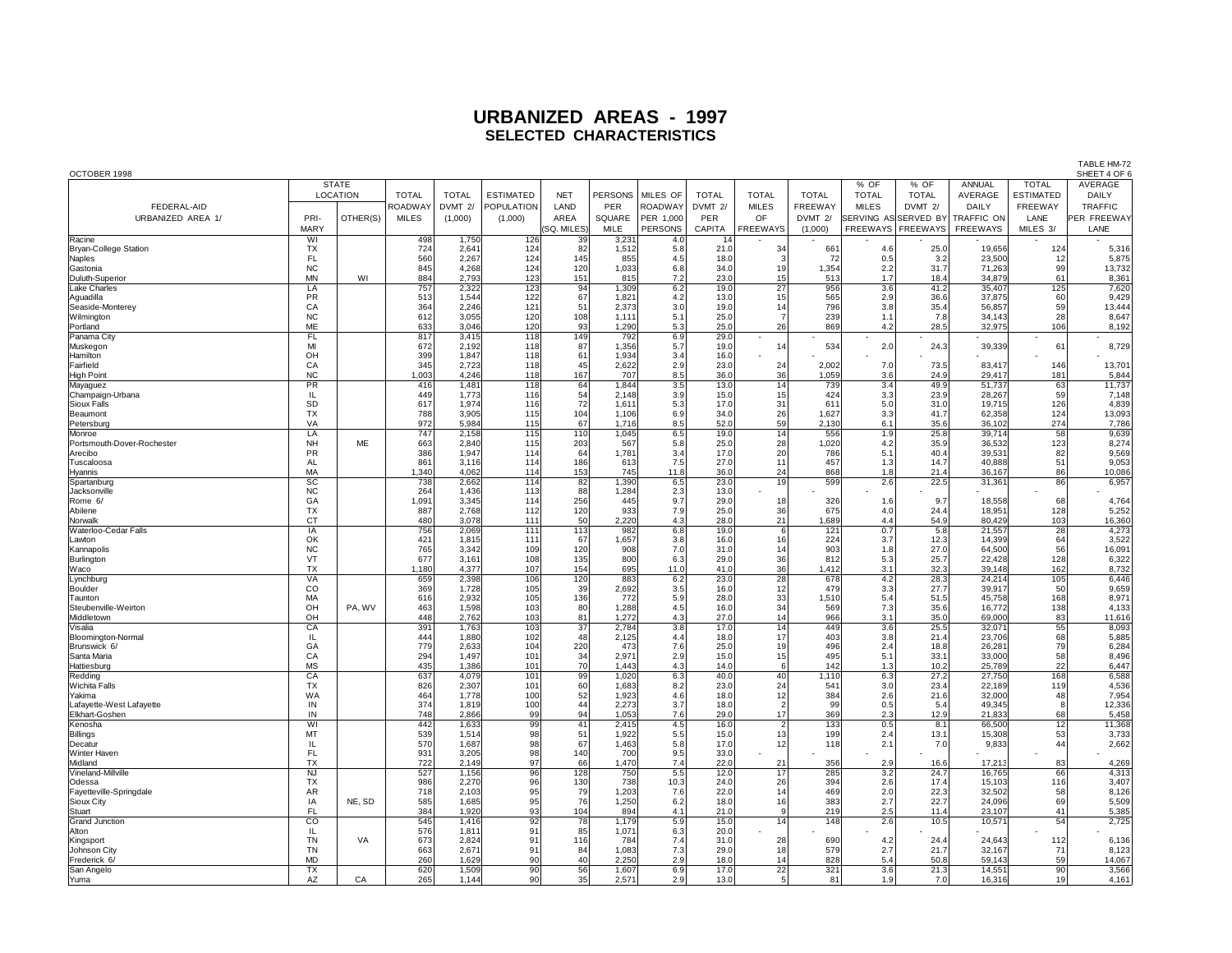# URBANIZED AREAS - 1997
## SELECTED CHARACTERISTICS

TABLE HM-72
OCTOBER 1998 SHEET 4 OF 6

| FEDERAL-AID URBANIZED AREA 1/ | STATE LOCATION PRIMARY | STATE LOCATION OTHER(S) | TOTAL ROADWAY MILES | TOTAL DVMT 2/ (1,000) | ESTIMATED POPULATION (1,000) | NET LAND AREA (SQ. MILES) | PERSONS PER SQUARE MILE | MILES OF ROADWAY PER 1,000 PERSONS | TOTAL DVMT 2/ PER CAPITA | TOTAL MILES OF FREEWAYS | TOTAL FREEWAY DVMT 2/ (1,000) | % OF TOTAL MILES SERVING AS FREEWAYS | % OF TOTAL DVMT 2/ SERVED BY FREEWAYS | ANNUAL AVERAGE DAILY TRAFFIC ON FREEWAYS | TOTAL ESTIMATED FREEWAY LANE MILES 3/ | AVERAGE DAILY TRAFFIC PER FREEWAY LANE |
|---|---|---|---|---|---|---|---|---|---|---|---|---|---|---|---|---|
| Racine | WI | | 498 | 1,750 | 126 | 39 | 3,231 | 4.0 | 14 | - | - | - | - | - | - | - |
| Bryan-College Station | TX | | 724 | 2,641 | 124 | 82 | 1,512 | 5.8 | 21.0 | 34 | 661 | 4.6 | 25.0 | 19,656 | 124 | 5,316 |
| Naples | FL | | 560 | 2,267 | 124 | 145 | 855 | 4.5 | 18.0 | 3 | 72 | 0.5 | 3.2 | 23,500 | 12 | 5,875 |
| Gastonia | NC | | 845 | 4,268 | 124 | 120 | 1,033 | 6.8 | 34.0 | 19 | 1,354 | 2.2 | 31.7 | 71,263 | 99 | 13,732 |
| Duluth-Superior | MN | WI | 884 | 2,793 | 123 | 151 | 815 | 7.2 | 23.0 | 15 | 513 | 1.7 | 18.4 | 34,879 | 61 | 8,361 |
| Lake Charles | LA | | 757 | 2,322 | 123 | 94 | 1,309 | 6.2 | 19.0 | 27 | 956 | 3.6 | 41.2 | 35,407 | 125 | 7,620 |
| Aguadilla | PR | | 513 | 1,544 | 122 | 67 | 1,821 | 4.2 | 13.0 | 15 | 565 | 2.9 | 36.6 | 37,875 | 60 | 9,429 |
| Seaside-Monterey | CA | | 364 | 2,246 | 121 | 51 | 2,373 | 3.0 | 19.0 | 14 | 796 | 3.8 | 35.4 | 56,857 | 59 | 13,444 |
| Wilmington | NC | | 612 | 3,055 | 120 | 108 | 1,111 | 5.1 | 25.0 | 7 | 239 | 1.1 | 7.8 | 34,143 | 28 | 8,647 |
| Portland | ME | | 633 | 3,046 | 120 | 93 | 1,290 | 5.3 | 25.0 | 26 | 869 | 4.2 | 28.5 | 32,975 | 106 | 8,192 |
| Panama City | FL | | 817 | 3,415 | 118 | 149 | 792 | 6.9 | 29.0 | - | - | - | - | - | - | - |
| Muskegon | MI | | 672 | 2,192 | 118 | 87 | 1,356 | 5.7 | 19.0 | 14 | 534 | 2.0 | 24.3 | 39,339 | 61 | 8,729 |
| Hamilton | OH | | 399 | 1,847 | 118 | 61 | 1,934 | 3.4 | 16.0 | - | - | - | - | - | - | - |
| Fairfield | CA | | 345 | 2,723 | 118 | 45 | 2,622 | 2.9 | 23.0 | 24 | 2,002 | 7.0 | 73.5 | 83,417 | 146 | 13,701 |
| High Point | NC | | 1,003 | 4,246 | 118 | 167 | 707 | 8.5 | 36.0 | 36 | 1,059 | 3.6 | 24.9 | 29,417 | 181 | 5,844 |
| Mayaguez | PR | | 416 | 1,481 | 118 | 64 | 1,844 | 3.5 | 13.0 | 14 | 739 | 3.4 | 49.9 | 51,737 | 63 | 11,737 |
| Champaign-Urbana | IL | | 449 | 1,773 | 116 | 54 | 2,148 | 3.9 | 15.0 | 15 | 424 | 3.3 | 23.9 | 28,267 | 59 | 7,148 |
| Sioux Falls | SD | | 617 | 1,974 | 116 | 72 | 1,611 | 5.3 | 17.0 | 31 | 611 | 5.0 | 31.0 | 19,715 | 126 | 4,839 |
| Beaumont | TX | | 788 | 3,905 | 115 | 104 | 1,106 | 6.9 | 34.0 | 26 | 1,627 | 3.3 | 41.7 | 62,358 | 124 | 13,093 |
| Petersburg | VA | | 972 | 5,984 | 115 | 67 | 1,716 | 8.5 | 52.0 | 59 | 2,130 | 6.1 | 35.6 | 36,102 | 274 | 7,786 |
| Monroe | LA | | 747 | 2,158 | 115 | 110 | 1,045 | 6.5 | 19.0 | 14 | 556 | 1.9 | 25.8 | 39,714 | 58 | 9,639 |
| Portsmouth-Dover-Rochester | NH | ME | 663 | 2,840 | 115 | 203 | 567 | 5.8 | 25.0 | 28 | 1,020 | 4.2 | 35.9 | 36,532 | 123 | 8,274 |
| Arecibo | PR | | 386 | 1,947 | 114 | 64 | 1,781 | 3.4 | 17.0 | 20 | 786 | 5.1 | 40.4 | 39,531 | 82 | 9,569 |
| Tuscaloosa | AL | | 861 | 3,116 | 114 | 186 | 613 | 7.5 | 27.0 | 11 | 457 | 1.3 | 14.7 | 40,888 | 51 | 9,053 |
| Hyannis | MA | | 1,340 | 4,062 | 114 | 153 | 745 | 11.8 | 36.0 | 24 | 868 | 1.8 | 21.4 | 36,167 | 86 | 10,086 |
| Spartanburg | SC | | 738 | 2,662 | 114 | 82 | 1,390 | 6.5 | 23.0 | 19 | 599 | 2.6 | 22.5 | 31,361 | 86 | 6,957 |
| Jacksonville | NC | | 264 | 1,436 | 113 | 88 | 1,284 | 2.3 | 13.0 | - | - | - | - | - | - | - |
| Rome 6/ | GA | | 1,091 | 3,345 | 114 | 256 | 445 | 9.7 | 29.0 | 18 | 326 | 1.6 | 9.7 | 18,558 | 68 | 4,764 |
| Abilene | TX | | 887 | 2,768 | 112 | 120 | 933 | 7.9 | 25.0 | 36 | 675 | 4.0 | 24.4 | 18,951 | 128 | 5,252 |
| Norwalk | CT | | 480 | 3,078 | 111 | 50 | 2,220 | 4.3 | 28.0 | 21 | 1,689 | 4.4 | 54.9 | 80,429 | 103 | 16,360 |
| Waterloo-Cedar Falls | IA | | 756 | 2,069 | 111 | 113 | 982 | 6.8 | 19.0 | 6 | 121 | 0.7 | 5.8 | 21,557 | 28 | 4,273 |
| Lawton | OK | | 421 | 1,815 | 111 | 67 | 1,657 | 3.8 | 16.0 | 16 | 224 | 3.7 | 12.3 | 14,399 | 64 | 3,522 |
| Kannapolis | NC | | 765 | 3,342 | 109 | 120 | 908 | 7.0 | 31.0 | 14 | 903 | 1.8 | 27.0 | 64,500 | 56 | 16,091 |
| Burlington | VT | | 677 | 3,161 | 108 | 135 | 800 | 6.3 | 29.0 | 36 | 812 | 5.3 | 25.7 | 22,428 | 128 | 6,322 |
| Waco | TX | | 1,180 | 4,377 | 107 | 154 | 695 | 11.0 | 41.0 | 36 | 1,412 | 3.1 | 32.3 | 39,148 | 162 | 8,732 |
| Lynchburg | VA | | 659 | 2,398 | 106 | 120 | 883 | 6.2 | 23.0 | 28 | 678 | 4.2 | 28.3 | 24,214 | 105 | 6,446 |
| Boulder | CO | | 369 | 1,728 | 105 | 39 | 2,692 | 3.5 | 16.0 | 12 | 479 | 3.3 | 27.7 | 39,917 | 50 | 9,659 |
| Taunton | MA | | 616 | 2,932 | 105 | 136 | 772 | 5.9 | 28.0 | 33 | 1,510 | 5.4 | 51.5 | 45,758 | 168 | 8,971 |
| Steubenville-Weirton | OH | PA, WV | 463 | 1,598 | 103 | 80 | 1,288 | 4.5 | 16.0 | 34 | 569 | 7.3 | 35.6 | 16,772 | 138 | 4,133 |
| Middletown | OH | | 448 | 2,762 | 103 | 81 | 1,272 | 4.3 | 27.0 | 14 | 966 | 3.1 | 35.0 | 69,000 | 83 | 11,616 |
| Visalia | CA | | 391 | 1,763 | 103 | 37 | 2,784 | 3.8 | 17.0 | 14 | 449 | 3.6 | 25.5 | 32,071 | 55 | 8,093 |
| Bloomington-Normal | IL | | 444 | 1,880 | 102 | 48 | 2,125 | 4.4 | 18.0 | 17 | 403 | 3.8 | 21.4 | 23,706 | 68 | 5,885 |
| Brunswick 6/ | GA | | 779 | 2,633 | 104 | 220 | 473 | 7.6 | 25.0 | 19 | 496 | 2.4 | 18.8 | 26,281 | 79 | 6,284 |
| Santa Maria | CA | | 294 | 1,497 | 101 | 34 | 2,971 | 2.9 | 15.0 | 15 | 495 | 5.1 | 33.1 | 33,000 | 58 | 8,496 |
| Hattiesburg | MS | | 435 | 1,386 | 101 | 70 | 1,443 | 4.3 | 14.0 | 6 | 142 | 1.3 | 10.2 | 25,789 | 22 | 6,447 |
| Redding | CA | | 637 | 4,079 | 101 | 99 | 1,020 | 6.3 | 40.0 | 40 | 1,110 | 6.3 | 27.2 | 27,750 | 168 | 6,588 |
| Wichita Falls | TX | | 826 | 2,307 | 101 | 60 | 1,683 | 8.2 | 23.0 | 24 | 541 | 3.0 | 23.4 | 22,189 | 119 | 4,536 |
| Yakima | WA | | 464 | 1,778 | 100 | 52 | 1,923 | 4.6 | 18.0 | 12 | 384 | 2.6 | 21.6 | 32,000 | 48 | 7,954 |
| Lafayette-West Lafayette | IN | | 374 | 1,819 | 100 | 44 | 2,273 | 3.7 | 18.0 | 2 | 99 | 0.5 | 5.4 | 49,345 | 8 | 12,336 |
| Elkhart-Goshen | IN | | 748 | 2,866 | 99 | 94 | 1,053 | 7.6 | 29.0 | 17 | 369 | 2.3 | 12.9 | 21,833 | 68 | 5,458 |
| Kenosha | WI | | 442 | 1,633 | 99 | 41 | 2,415 | 4.5 | 16.0 | 2 | 133 | 0.5 | 8.1 | 66,500 | 12 | 11,368 |
| Billings | MT | | 539 | 1,514 | 98 | 51 | 1,922 | 5.5 | 15.0 | 13 | 199 | 2.4 | 13.1 | 15,308 | 53 | 3,733 |
| Decatur | IL | | 570 | 1,687 | 98 | 67 | 1,463 | 5.8 | 17.0 | 12 | 118 | 2.1 | 7.0 | 9,833 | 44 | 2,662 |
| Winter Haven | FL | | 931 | 3,205 | 98 | 140 | 700 | 9.5 | 33.0 | - | - | - | - | - | - | - |
| Midland | TX | | 722 | 2,149 | 97 | 66 | 1,470 | 7.4 | 22.0 | 21 | 356 | 2.9 | 16.6 | 17,213 | 83 | 4,269 |
| Vineland-Millville | NJ | | 527 | 1,156 | 96 | 128 | 750 | 5.5 | 12.0 | 17 | 285 | 3.2 | 24.7 | 16,765 | 66 | 4,313 |
| Odessa | TX | | 986 | 2,270 | 96 | 130 | 738 | 10.3 | 24.0 | 26 | 394 | 2.6 | 17.4 | 15,103 | 116 | 3,407 |
| Fayetteville-Springdale | AR | | 718 | 2,103 | 95 | 79 | 1,203 | 7.6 | 22.0 | 14 | 469 | 2.0 | 22.3 | 32,502 | 58 | 8,126 |
| Sioux City | IA | NE, SD | 585 | 1,685 | 95 | 76 | 1,250 | 6.2 | 18.0 | 16 | 383 | 2.7 | 22.7 | 24,096 | 69 | 5,509 |
| Stuart | FL | | 384 | 1,920 | 93 | 104 | 894 | 4.1 | 21.0 | 9 | 219 | 2.5 | 11.4 | 23,107 | 41 | 5,385 |
| Grand Junction | CO | | 545 | 1,416 | 92 | 78 | 1,179 | 5.9 | 15.0 | 14 | 148 | 2.6 | 10.5 | 10,571 | 54 | 2,725 |
| Alton | IL | | 576 | 1,811 | 91 | 85 | 1,071 | 6.3 | 20.0 | - | - | - | - | - | - | - |
| Kingsport | TN | VA | 673 | 2,824 | 91 | 116 | 784 | 7.4 | 31.0 | 28 | 690 | 4.2 | 24.4 | 24,643 | 112 | 6,136 |
| Johnson City | TN | | 663 | 2,671 | 91 | 84 | 1,083 | 7.3 | 29.0 | 18 | 579 | 2.7 | 21.7 | 32,167 | 71 | 8,123 |
| Frederick 6/ | MD | | 260 | 1,629 | 90 | 40 | 2,250 | 2.9 | 18.0 | 14 | 828 | 5.4 | 50.8 | 59,143 | 59 | 14,067 |
| San Angelo | TX | | 620 | 1,509 | 90 | 56 | 1,607 | 6.9 | 17.0 | 22 | 321 | 3.6 | 21.3 | 14,551 | 90 | 3,566 |
| Yuma | AZ | CA | 265 | 1,144 | 90 | 35 | 2,571 | 2.9 | 13.0 | 5 | 81 | 1.9 | 7.0 | 16,316 | 19 | 4,161 |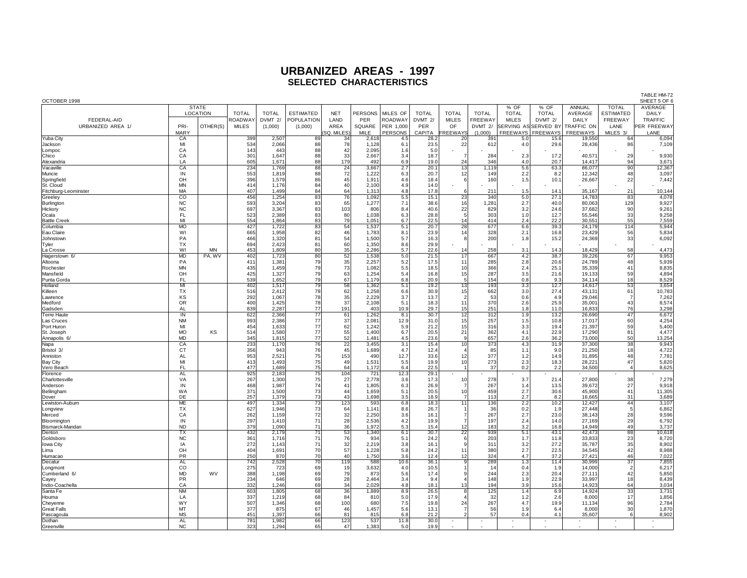# URBANIZED AREAS - 1997

## SELECTED CHARACTERISTICS

OCTOBER 1998

TABLE HM-72
SHEET 5 OF 6

| FEDERAL-AID URBANIZED AREA 1/ | STATE LOCATION PRIMARY | STATE LOCATION OTHER(S) | TOTAL ROADWAY MILES | TOTAL DVMT 2/ (1,000) | ESTIMATED POPULATION (1,000) | NET LAND AREA (SQ. MILES) | PERSONS PER SQUARE MILE | MILES OF ROADWAY PER 1,000 PERSONS | TOTAL DVMT 2/ PER CAPITA | TOTAL MILES OF FREEWAYS | TOTAL FREEWAY DVMT 2/ (1,000) | % OF TOTAL MILES SERVING AS FREEWAYS | % OF TOTAL DVMT 2/ SERVED BY FREEWAYS | ANNUAL AVERAGE DAILY TRAFFIC ON FREEWAYS | TOTAL ESTIMATED FREEWAY LANE MILES 3/ | AVERAGE DAILY TRAFFIC PER FREEWAY LANE |
|---|---|---|---|---|---|---|---|---|---|---|---|---|---|---|---|---|
| Yuba City | CA | | 399 | 2,507 | 89 | 34 | 2,618 | 4.5 | 28.2 | 20 | 391 | 5.0 | 15.6 | 19,550 | 64 | 6,094 |
| Jackson | MI | | 534 | 2,066 | 88 | 78 | 1,128 | 6.1 | 23.5 | 22 | 612 | 4.0 | 29.6 | 28,436 | 86 | 7,109 |
| Lompoc | CA | | 143 | 443 | 88 | 42 | 2,095 | 1.6 | 5.0 | - | - | - | - | - | - | - |
| Chico | CA | | 301 | 1,647 | 88 | 33 | 2,667 | 3.4 | 18.7 | 7 | 284 | 2.3 | 17.2 | 40,571 | 29 | 9,930 |
| Alexandria | LA | | 605 | 1,671 | 88 | 179 | 492 | 6.9 | 19.0 | 24 | 346 | 4.0 | 20.7 | 14,417 | 94 | 3,671 |
| Vacaville | CA | | 234 | 1,769 | 88 | 24 | 3,667 | 2.7 | 20.1 | 13 | 1,119 | 5.6 | 63.3 | 86,077 | 90 | 12,367 |
| Muncie | IN | | 553 | 1,819 | 88 | 72 | 1,222 | 6.3 | 20.7 | 12 | 149 | 2.2 | 8.2 | 12,342 | 48 | 3,097 |
| Springfield | OH | | 396 | 1,579 | 86 | 45 | 1,911 | 4.6 | 18.4 | 6 | 160 | 1.5 | 10.1 | 26,667 | 22 | 7,442 |
| St. Cloud | MN | | 414 | 1,176 | 84 | 40 | 2,100 | 4.9 | 14.0 | - | - | - | - | - | - | - |
| Fitchburg-Leominster | MA | | 407 | 1,499 | 84 | 64 | 1,313 | 4.8 | 17.8 | 6 | 211 | 1.5 | 14.1 | 35,167 | 21 | 10,144 |
| Greeley | CO | | 456 | 1,254 | 83 | 76 | 1,092 | 5.5 | 15.1 | 23 | 340 | 5.0 | 27.1 | 14,783 | 83 | 4,078 |
| Burlington | NC | | 593 | 3,204 | 83 | 65 | 1,277 | 7.1 | 38.6 | 16 | 1,281 | 2.7 | 40.0 | 80,063 | 129 | 9,927 |
| Hickory | NC | | 697 | 3,367 | 83 | 103 | 806 | 8.4 | 40.6 | 22 | 829 | 3.2 | 24.6 | 37,682 | 90 | 9,261 |
| Ocala | FL | | 523 | 2,389 | 83 | 80 | 1,038 | 6.3 | 28.8 | 5 | 303 | 1.0 | 12.7 | 55,546 | 33 | 9,258 |
| Battle Creek | MI | | 554 | 1,864 | 83 | 79 | 1,051 | 6.7 | 22.5 | 14 | 414 | 2.4 | 22.2 | 30,551 | 55 | 7,559 |
| Columbia | MO | | 427 | 1,722 | 83 | 54 | 1,537 | 5.1 | 20.7 | 28 | 677 | 6.6 | 39.3 | 24,179 | 114 | 5,944 |
| Eau Claire | WI | | 665 | 1,958 | 82 | 46 | 1,783 | 8.1 | 23.9 | 14 | 328 | 2.1 | 16.8 | 23,429 | 56 | 5,834 |
| Johnstown | PA | | 466 | 1,320 | 81 | 54 | 1,500 | 5.7 | 16.3 | 8 | 200 | 1.8 | 15.2 | 24,369 | 33 | 6,092 |
| Tyler | TX | | 694 | 2,423 | 81 | 60 | 1,350 | 8.6 | 29.9 | - | - | - | - | - | - | - |
| La Crosse | WI | MN | 453 | 1,809 | 80 | 35 | 2,286 | 5.7 | 22.6 | 14 | 258 | 3.1 | 14.3 | 18,429 | 58 | 4,473 |
| Hagerstown 6/ | MD | PA, WV | 402 | 1,723 | 80 | 52 | 1,538 | 5.0 | 21.5 | 17 | 667 | 4.2 | 38.7 | 39,226 | 67 | 9,953 |
| Altoona | PA | | 411 | 1,381 | 79 | 35 | 2,257 | 5.2 | 17.5 | 11 | 285 | 2.8 | 20.6 | 24,789 | 48 | 5,939 |
| Rochester | MN | | 435 | 1,459 | 79 | 73 | 1,082 | 5.5 | 18.5 | 10 | 366 | 2.4 | 25.1 | 35,339 | 41 | 8,835 |
| Mansfield | OH | | 425 | 1,327 | 79 | 63 | 1,254 | 5.4 | 16.8 | 15 | 287 | 3.5 | 21.6 | 19,133 | 59 | 4,894 |
| Punta Gorda | FL | | 539 | 1,652 | 79 | 67 | 1,179 | 6.8 | 20.9 | 5 | 154 | 0.8 | 9.3 | 34,114 | 18 | 8,529 |
| Holland | MI | | 402 | 1,517 | 79 | 58 | 1,362 | 5.1 | 19.2 | 13 | 193 | 3.3 | 12.7 | 14,617 | 53 | 3,654 |
| Killeen | TX | | 516 | 2,412 | 78 | 62 | 1,258 | 6.6 | 30.9 | 15 | 662 | 3.0 | 27.4 | 43,131 | 61 | 10,783 |
| Lawrence | KS | | 292 | 1,067 | 78 | 35 | 2,229 | 3.7 | 13.7 | 2 | 53 | 0.6 | 4.9 | 29,046 | 7 | 7,262 |
| Medford | OR | | 400 | 1,425 | 78 | 37 | 2,108 | 5.1 | 18.3 | 11 | 370 | 2.6 | 25.9 | 35,001 | 43 | 8,574 |
| Gadsden | AL | | 839 | 2,287 | 77 | 191 | 403 | 10.9 | 29.7 | 15 | 251 | 1.8 | 11.0 | 16,833 | 76 | 3,298 |
| Terre Haute | IN | | 622 | 2,366 | 77 | 61 | 1,262 | 8.1 | 30.7 | 12 | 312 | 1.9 | 13.2 | 26,690 | 47 | 6,672 |
| Las Cruces | NM | | 993 | 2,386 | 77 | 37 | 2,081 | 12.9 | 31.0 | 15 | 257 | 1.5 | 10.8 | 17,017 | 60 | 4,254 |
| Port Huron | MI | | 454 | 1,633 | 77 | 62 | 1,242 | 5.9 | 21.2 | 15 | 316 | 3.3 | 19.4 | 21,397 | 59 | 5,400 |
| St. Joseph | MO | KS | 514 | 1,580 | 77 | 55 | 1,400 | 6.7 | 20.5 | 21 | 362 | 4.1 | 22.9 | 17,290 | 81 | 4,477 |
| Annapolis 6/ | MD | | 345 | 1,815 | 77 | 52 | 1,481 | 4.5 | 23.6 | 9 | 657 | 2.6 | 36.2 | 73,000 | 50 | 13,254 |
| Napa | CA | | 233 | 1,170 | 76 | 22 | 3,455 | 3.1 | 15.4 | 10 | 373 | 4.3 | 31.9 | 37,300 | 38 | 9,943 |
| Bristol 3/ | CT | | 356 | 943 | 76 | 45 | 1,689 | 4.7 | 12.4 | 4 | 85 | 1.1 | 9.0 | 21,250 | 18 | 4,722 |
| Anniston | AL | | 953 | 2,521 | 75 | 153 | 490 | 12.7 | 33.6 | 12 | 377 | 1.2 | 14.9 | 31,895 | 48 | 7,781 |
| Bay City | MI | | 413 | 1,493 | 75 | 49 | 1,531 | 5.5 | 19.9 | 10 | 273 | 2.3 | 18.3 | 28,221 | 47 | 5,820 |
| Vero Beach | FL | | 477 | 1,689 | 75 | 64 | 1,172 | 6.4 | 22.5 | 1 | 37 | 0.2 | 2.2 | 34,500 | 4 | 8,625 |
| Florence | AL | | 925 | 2,183 | 75 | 104 | 721 | 12.3 | 29.1 | - | - | - | - | - | - | - |
| Charlottesville | VA | | 267 | 1,300 | 75 | 27 | 2,778 | 3.6 | 17.3 | 10 | 278 | 3.7 | 21.4 | 27,800 | 38 | 7,279 |
| Anderson | IN | | 468 | 1,987 | 74 | 41 | 1,805 | 6.3 | 26.9 | 7 | 267 | 1.4 | 13.5 | 39,672 | 27 | 9,918 |
| Bellingham | WA | | 371 | 1,500 | 73 | 44 | 1,659 | 5.1 | 20.5 | 10 | 459 | 2.7 | 30.6 | 45,900 | 41 | 11,305 |
| Dover | DE | | 257 | 1,379 | 73 | 43 | 1,698 | 3.5 | 18.9 | 7 | 113 | 2.7 | 8.2 | 16,665 | 31 | 3,689 |
| Lewiston-Auburn | ME | | 497 | 1,334 | 73 | 123 | 593 | 6.8 | 18.3 | 11 | 136 | 2.2 | 10.2 | 12,427 | 44 | 3,107 |
| Longview | TX | | 627 | 1,946 | 73 | 64 | 1,141 | 8.6 | 26.7 | 1 | 36 | 0.2 | 1.9 | 27,448 | 5 | 6,862 |
| Merced | CA | | 262 | 1,159 | 72 | 32 | 2,250 | 3.6 | 16.1 | 7 | 267 | 2.7 | 23.0 | 38,143 | 28 | 9,596 |
| Bloomington | IN | | 297 | 1,410 | 71 | 28 | 2,536 | 4.2 | 19.9 | 7 | 197 | 2.4 | 14.0 | 27,169 | 29 | 6,792 |
| Bismarck-Mandan | ND | | 379 | 1,090 | 71 | 36 | 1,972 | 5.3 | 15.4 | 12 | 183 | 3.2 | 16.8 | 14,949 | 49 | 3,737 |
| Denton | TX | | 432 | 2,179 | 71 | 53 | 1,340 | 6.1 | 30.7 | 22 | 939 | 5.1 | 43.1 | 42,473 | 88 | 10,618 |
| Goldsboro | NC | | 361 | 1,716 | 71 | 76 | 934 | 5.1 | 24.2 | 6 | 203 | 1.7 | 11.8 | 33,833 | 23 | 8,720 |
| Iowa City | IA | | 272 | 1,143 | 71 | 32 | 2,219 | 3.8 | 16.1 | 9 | 311 | 3.2 | 27.2 | 35,787 | 35 | 8,902 |
| Lima | OH | | 404 | 1,691 | 70 | 57 | 1,228 | 5.8 | 24.2 | 11 | 380 | 2.7 | 22.5 | 34,545 | 42 | 8,988 |
| Humacao | PR | | 250 | 870 | 70 | 40 | 1,750 | 3.6 | 12.4 | 12 | 324 | 4.7 | 37.2 | 27,421 | 46 | 7,022 |
| Decatur | AL | | 742 | 2,528 | 70 | 119 | 588 | 10.6 | 36.1 | 9 | 289 | 1.3 | 11.4 | 30,999 | 37 | 7,855 |
| Longmont | CO | | 275 | 723 | 69 | 19 | 3,632 | 4.0 | 10.5 | 1 | 14 | 0.4 | 1.9 | 14,000 | 2 | 6,217 |
| Cumberland 6/ | MD | WV | 388 | 1,198 | 69 | 79 | 873 | 5.6 | 17.4 | 9 | 244 | 2.3 | 20.4 | 27,111 | 42 | 5,850 |
| Cayey | PR | | 234 | 646 | 69 | 28 | 2,464 | 3.4 | 9.4 | 4 | 148 | 1.9 | 22.9 | 33,997 | 18 | 8,439 |
| Indio-Coachella | CA | | 332 | 1,246 | 69 | 34 | 2,029 | 4.8 | 18.1 | 13 | 194 | 3.9 | 15.6 | 14,923 | 64 | 3,034 |
| Santa Fe | NM | | 603 | 1,805 | 68 | 36 | 1,889 | 8.9 | 26.5 | 8 | 125 | 1.4 | 6.9 | 14,924 | 33 | 3,731 |
| Houma | LA | | 337 | 1,219 | 68 | 84 | 810 | 5.0 | 17.9 | 4 | 32 | 1.2 | 2.6 | 8,000 | 17 | 1,856 |
| Cheyenne | WY | | 507 | 1,346 | 68 | 100 | 680 | 7.5 | 19.8 | 24 | 267 | 4.7 | 19.9 | 11,134 | 96 | 2,784 |
| Great Falls | MT | | 377 | 875 | 67 | 46 | 1,457 | 5.6 | 13.1 | 7 | 56 | 1.9 | 6.4 | 8,000 | 30 | 1,870 |
| Pascagoula | MS | | 451 | 1,397 | 66 | 81 | 815 | 6.8 | 21.2 | 2 | 57 | 0.4 | 4.1 | 35,607 | 6 | 8,902 |
| Dothan | AL | | 781 | 1,982 | 66 | 123 | 537 | 11.8 | 30.0 | - | - | - | - | - | - | - |
| Greenville | NC | | 323 | 1,294 | 65 | 47 | 1,383 | 5.0 | 19.9 | - | - | - | - | - | - | - |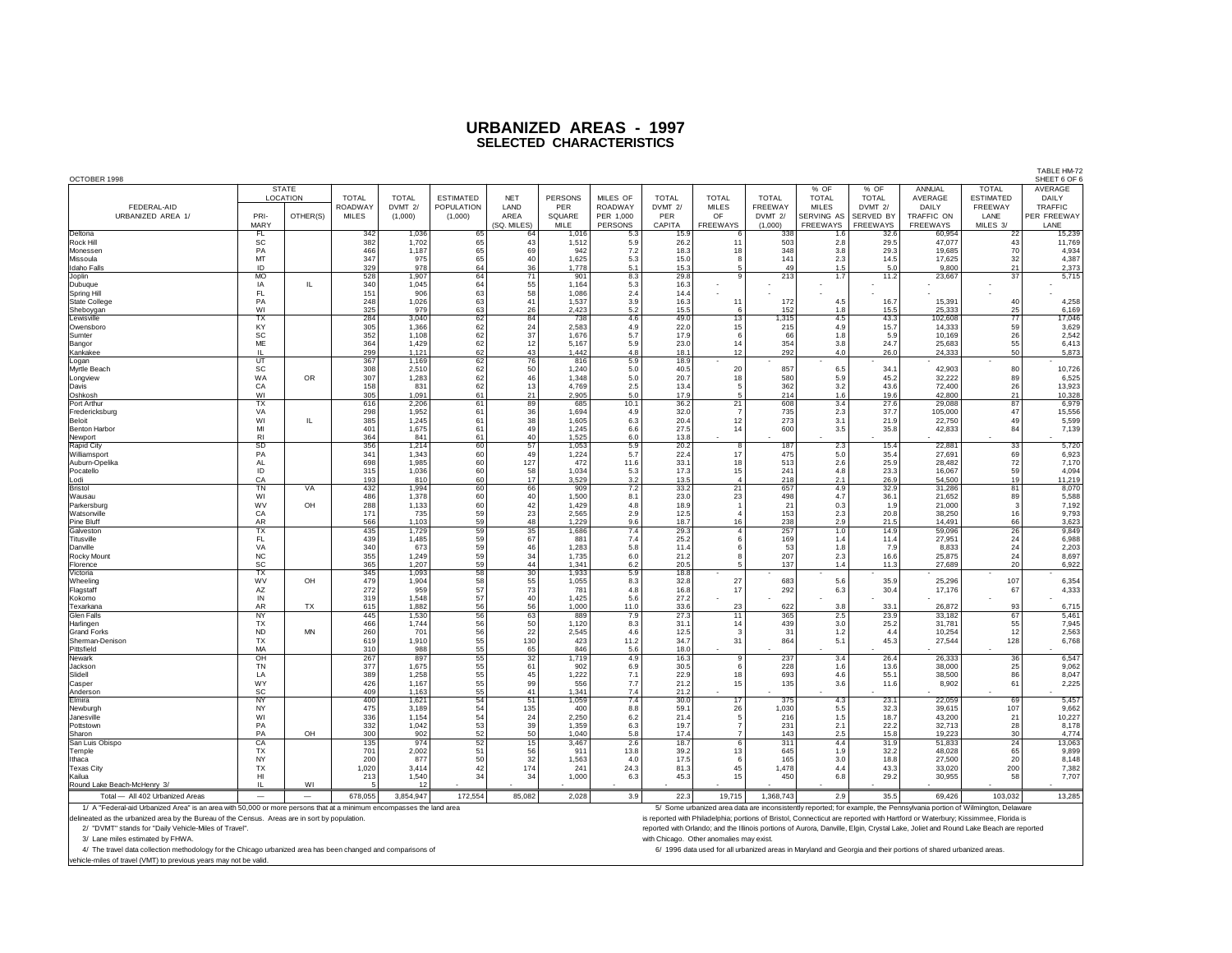# URBANIZED AREAS - 1997
## SELECTED CHARACTERISTICS

OCTOBER 1998

TABLE HM-72
SHEET 6 OF 6

| FEDERAL-AID URBANIZED AREA 1/ | STATE LOCATION PRIMARY | STATE LOCATION OTHER(S) | TOTAL ROADWAY MILES | TOTAL DVMT 2/ (1,000) | ESTIMATED POPULATION (1,000) | NET LAND AREA (SQ. MILES) | PERSONS PER SQUARE MILE | MILES OF ROADWAY PER 1,000 PERSONS | TOTAL DVMT 2/ PER CAPITA | TOTAL MILES OF FREEWAYS | TOTAL FREEWAY DVMT 2/ (1,000) | % OF TOTAL MILES SERVING AS FREEWAYS | % OF TOTAL DVMT 2/ SERVED BY FREEWAYS | ANNUAL AVERAGE DAILY TRAFFIC ON FREEWAYS | TOTAL ESTIMATED FREEWAY LANE MILES 3/ | AVERAGE DAILY TRAFFIC PER FREEWAY LANE |
|---|---|---|---|---|---|---|---|---|---|---|---|---|---|---|---|---|
| Deltona | FL | | 342 | 1,036 | 65 | 64 | 1,016 | 5.3 | 15.9 | 6 | 338 | 1.6 | 32.6 | 60,954 | 22 | 15,239 |
| Rock Hill | SC | | 382 | 1,702 | 65 | 43 | 1,512 | 5.9 | 26.2 | 11 | 503 | 2.8 | 29.5 | 47,077 | 43 | 11,769 |
| Monessen | PA | | 466 | 1,187 | 65 | 69 | 942 | 7.2 | 18.3 | 18 | 348 | 3.8 | 29.3 | 19,685 | 70 | 4,934 |
| Missoula | MT | | 347 | 975 | 65 | 40 | 1,625 | 5.3 | 15.0 | 8 | 141 | 2.3 | 14.5 | 17,625 | 32 | 4,387 |
| Idaho Falls | ID | | 329 | 978 | 64 | 36 | 1,778 | 5.1 | 15.3 | 5 | 49 | 1.5 | 5.0 | 9,800 | 21 | 2,373 |
| Joplin | MO | | 528 | 1,907 | 64 | 71 | 901 | 8.3 | 29.8 | 9 | 213 | 1.7 | 11.2 | 23,667 | 37 | 5,715 |
| Dubuque | IA | IL | 340 | 1,045 | 64 | 55 | 1,164 | 5.3 | 16.3 | - | - | - | - | - | - | - |
| Spring Hill | FL | | 151 | 906 | 63 | 58 | 1,086 | 2.4 | 14.4 | - | - | - | - | - | - | - |
| State College | PA | | 248 | 1,026 | 63 | 41 | 1,537 | 3.9 | 16.3 | 11 | 172 | 4.5 | 16.7 | 15,391 | 40 | 4,258 |
| Sheboygan | WI | | 325 | 979 | 63 | 26 | 2,423 | 5.2 | 15.5 | 6 | 152 | 1.8 | 15.5 | 25,333 | 25 | 6,169 |
| Lewisville | TX | | 284 | 3,040 | 62 | 84 | 738 | 4.6 | 49.0 | 13 | 1,315 | 4.5 | 43.3 | 102,608 | 77 | 17,046 |
| Owensboro | KY | | 305 | 1,366 | 62 | 24 | 2,583 | 4.9 | 22.0 | 15 | 215 | 4.9 | 15.7 | 14,333 | 59 | 3,629 |
| Sumter | SC | | 352 | 1,108 | 62 | 37 | 1,676 | 5.7 | 17.9 | 6 | 66 | 1.8 | 5.9 | 10,169 | 26 | 2,542 |
| Bangor | ME | | 364 | 1,429 | 62 | 12 | 5,167 | 5.9 | 23.0 | 14 | 354 | 3.8 | 24.7 | 25,683 | 55 | 6,413 |
| Kankakee | IL | | 299 | 1,121 | 62 | 43 | 1,442 | 4.8 | 18.1 | 12 | 292 | 4.0 | 26.0 | 24,333 | 50 | 5,873 |
| Logan | UT | | 367 | 1,169 | 62 | 76 | 816 | 5.9 | 18.9 | - | - | - | - | - | - | - |
| Myrtle Beach | SC | | 308 | 2,510 | 62 | 50 | 1,240 | 5.0 | 40.5 | 20 | 857 | 6.5 | 34.1 | 42,903 | 80 | 10,726 |
| Longview | WA | OR | 307 | 1,283 | 62 | 46 | 1,348 | 5.0 | 20.7 | 18 | 580 | 5.9 | 45.2 | 32,222 | 89 | 6,525 |
| Davis | CA | | 158 | 831 | 62 | 13 | 4,769 | 2.5 | 13.4 | 5 | 362 | 3.2 | 43.6 | 72,400 | 26 | 13,923 |
| Oshkosh | WI | | 305 | 1,091 | 61 | 21 | 2,905 | 5.0 | 17.9 | 5 | 214 | 1.6 | 19.6 | 42,800 | 21 | 10,328 |
| Port Arthur | TX | | 616 | 2,206 | 61 | 89 | 685 | 10.1 | 36.2 | 21 | 608 | 3.4 | 27.6 | 29,088 | 87 | 6,979 |
| Fredericksburg | VA | | 298 | 1,952 | 61 | 36 | 1,694 | 4.9 | 32.0 | 7 | 735 | 2.3 | 37.7 | 105,000 | 47 | 15,556 |
| Beloit | WI | IL | 385 | 1,245 | 61 | 38 | 1,605 | 6.3 | 20.4 | 12 | 273 | 3.1 | 21.9 | 22,750 | 49 | 5,599 |
| Benton Harbor | MI | | 401 | 1,675 | 61 | 49 | 1,245 | 6.6 | 27.5 | 14 | 600 | 3.5 | 35.8 | 42,833 | 84 | 7,139 |
| Newport | RI | | 364 | 841 | 61 | 40 | 1,525 | 6.0 | 13.8 | - | - | - | - | - | - | - |
| Rapid City | SD | | 356 | 1,214 | 60 | 57 | 1,053 | 5.9 | 20.2 | 8 | 187 | 2.3 | 15.4 | 22,881 | 33 | 5,720 |
| Williamsport | PA | | 341 | 1,343 | 60 | 49 | 1,224 | 5.7 | 22.4 | 17 | 475 | 5.0 | 35.4 | 27,691 | 69 | 6,923 |
| Auburn-Opelika | AL | | 698 | 1,985 | 60 | 127 | 472 | 11.6 | 33.1 | 18 | 513 | 2.6 | 25.9 | 28,482 | 72 | 7,170 |
| Pocatello | ID | | 315 | 1,036 | 60 | 58 | 1,034 | 5.3 | 17.3 | 15 | 241 | 4.8 | 23.3 | 16,067 | 59 | 4,094 |
| Lodi | CA | | 193 | 810 | 60 | 17 | 3,529 | 3.2 | 13.5 | 4 | 218 | 2.1 | 26.9 | 54,500 | 19 | 11,219 |
| Bristol | TN | VA | 432 | 1,994 | 60 | 66 | 909 | 7.2 | 33.2 | 21 | 657 | 4.9 | 32.9 | 31,286 | 81 | 8,070 |
| Wausau | WI | | 486 | 1,378 | 60 | 40 | 1,500 | 8.1 | 23.0 | 23 | 498 | 4.7 | 36.1 | 21,652 | 89 | 5,588 |
| Parkersburg | WV | OH | 288 | 1,133 | 60 | 42 | 1,429 | 4.8 | 18.9 | 1 | 21 | 0.3 | 1.9 | 21,000 | 3 | 7,192 |
| Watsonville | CA | | 171 | 735 | 59 | 23 | 2,565 | 2.9 | 12.5 | 4 | 153 | 2.3 | 20.8 | 38,250 | 16 | 9,793 |
| Pine Bluff | AR | | 566 | 1,103 | 59 | 48 | 1,229 | 9.6 | 18.7 | 16 | 238 | 2.9 | 21.5 | 14,491 | 66 | 3,623 |
| Galveston | TX | | 435 | 1,729 | 59 | 35 | 1,686 | 7.4 | 29.3 | 4 | 257 | 1.0 | 14.9 | 59,096 | 26 | 9,849 |
| Titusville | FL | | 439 | 1,485 | 59 | 67 | 881 | 7.4 | 25.2 | 6 | 169 | 1.4 | 11.4 | 27,951 | 24 | 6,988 |
| Danville | VA | | 340 | 673 | 59 | 46 | 1,283 | 5.8 | 11.4 | 6 | 53 | 1.8 | 7.9 | 8,833 | 24 | 2,203 |
| Rocky Mount | NC | | 355 | 1,249 | 59 | 34 | 1,735 | 6.0 | 21.2 | 8 | 207 | 2.3 | 16.6 | 25,875 | 24 | 8,697 |
| Florence | SC | | 365 | 1,207 | 59 | 44 | 1,341 | 6.2 | 20.5 | 5 | 137 | 1.4 | 11.3 | 27,689 | 20 | 6,922 |
| Victoria | TX | | 345 | 1,093 | 58 | 30 | 1,933 | 5.9 | 18.8 | - | - | - | - | - | - | - |
| Wheeling | WV | OH | 479 | 1,904 | 58 | 55 | 1,055 | 8.3 | 32.8 | 27 | 683 | 5.6 | 35.9 | 25,296 | 107 | 6,354 |
| Flagstaff | AZ | | 272 | 959 | 57 | 73 | 781 | 4.8 | 16.8 | 17 | 292 | 6.3 | 30.4 | 17,176 | 67 | 4,333 |
| Kokomo | IN | | 319 | 1,548 | 57 | 40 | 1,425 | 5.6 | 27.2 | - | - | - | - | - | - | - |
| Texarkana | AR | TX | 615 | 1,882 | 56 | 56 | 1,000 | 11.0 | 33.6 | 23 | 622 | 3.8 | 33.1 | 26,872 | 93 | 6,715 |
| Glen Falls | NY | | 445 | 1,530 | 56 | 63 | 889 | 7.9 | 27.3 | 11 | 365 | 2.5 | 23.9 | 33,182 | 67 | 5,461 |
| Harlingen | TX | | 466 | 1,744 | 56 | 50 | 1,120 | 8.3 | 31.1 | 14 | 439 | 3.0 | 25.2 | 31,781 | 55 | 7,945 |
| Grand Forks | ND | MN | 260 | 701 | 56 | 22 | 2,545 | 4.6 | 12.5 | 3 | 31 | 1.2 | 4.4 | 10,254 | 12 | 2,563 |
| Sherman-Denison | TX | | 619 | 1,910 | 55 | 130 | 423 | 11.2 | 34.7 | 31 | 864 | 5.1 | 45.3 | 27,544 | 128 | 6,768 |
| Pittsfield | MA | | 310 | 988 | 55 | 65 | 846 | 5.6 | 18.0 | - | - | - | - | - | - | - |
| Newark | OH | | 267 | 897 | 55 | 32 | 1,719 | 4.9 | 16.3 | 9 | 237 | 3.4 | 26.4 | 26,333 | 36 | 6,547 |
| Jackson | TN | | 377 | 1,675 | 55 | 61 | 902 | 6.9 | 30.5 | 6 | 228 | 1.6 | 13.6 | 38,000 | 25 | 9,062 |
| Slidell | LA | | 389 | 1,258 | 55 | 45 | 1,222 | 7.1 | 22.9 | 18 | 693 | 4.6 | 55.1 | 38,500 | 86 | 8,047 |
| Casper | WY | | 426 | 1,167 | 55 | 99 | 556 | 7.7 | 21.2 | 15 | 135 | 3.6 | 11.6 | 8,902 | 61 | 2,225 |
| Anderson | SC | | 409 | 1,163 | 55 | 41 | 1,341 | 7.4 | 21.2 | - | - | - | - | - | - | - |
| Elmira | NY | | 400 | 1,621 | 54 | 51 | 1,059 | 7.4 | 30.0 | 17 | 375 | 4.3 | 23.1 | 22,059 | 69 | 5,457 |
| Newburgh | NY | | 475 | 3,189 | 54 | 135 | 400 | 8.8 | 59.1 | 26 | 1,030 | 5.5 | 32.3 | 39,615 | 107 | 9,662 |
| Janesville | WI | | 336 | 1,154 | 54 | 24 | 2,250 | 6.2 | 21.4 | 5 | 216 | 1.5 | 18.7 | 43,200 | 21 | 10,227 |
| Pottstown | PA | | 332 | 1,042 | 53 | 39 | 1,359 | 6.3 | 19.7 | 7 | 231 | 2.1 | 22.2 | 32,713 | 28 | 8,178 |
| Sharon | PA | OH | 300 | 902 | 52 | 50 | 1,040 | 5.8 | 17.4 | 7 | 143 | 2.5 | 15.8 | 19,223 | 30 | 4,774 |
| San Luis Obispo | CA | | 135 | 974 | 52 | 15 | 3,467 | 2.6 | 18.7 | 6 | 311 | 4.4 | 31.9 | 51,833 | 24 | 13,063 |
| Temple | TX | | 701 | 2,002 | 51 | 56 | 911 | 13.8 | 39.2 | 13 | 645 | 1.9 | 32.2 | 48,028 | 65 | 9,899 |
| Ithaca | NY | | 200 | 877 | 50 | 32 | 1,563 | 4.0 | 17.5 | 6 | 165 | 3.0 | 18.8 | 27,500 | 20 | 8,148 |
| Texas City | TX | | 1,020 | 3,414 | 42 | 174 | 241 | 24.3 | 81.3 | 45 | 1,478 | 4.4 | 43.3 | 33,020 | 200 | 7,382 |
| Kailua | HI | | 213 | 1,540 | 34 | 34 | 1,000 | 6.3 | 45.3 | 15 | 450 | 6.8 | 29.2 | 30,955 | 58 | 7,707 |
| Round Lake Beach-McHenry 3/ | IL | WI | 5 | 12 | - | - | - | - | - | - | - | - | - | - | - | - |
| Total — All 402 Urbanized Areas | — | — | 678,055 | 3,854,947 | 172,554 | 85,082 | 2,028 | 3.9 | 22.3 | 19,715 | 1,368,743 | 2.9 | 35.5 | 69,426 | 103,032 | 13,285 |

1/ A "Federal-aid Urbanized Area" is an area with 50,000 or more persons that at a minimum encompasses the land area delineated as the urbanized area by the Bureau of the Census. Areas are in sort by population.

2/ "DVMT" stands for "Daily Vehicle-Miles of Travel".

3/ Lane miles estimated by FHWA.

4/ The travel data collection methodology for the Chicago urbanized area has been changed and comparisons of vehicle-miles of travel (VMT) to previous years may not be valid.

5/ Some urbanized area data are inconsistently reported; for example, the Pennsylvania portion of Wilmington, Delaware is reported with Philadelphia; portions of Bristol, Connecticut are reported with Hartford or Waterbury; Kissimmee, Florida is reported with Orlando; and the Illinois portions of Aurora, Danville, Elgin, Crystal Lake, Joliet and Round Lake Beach are reported with Chicago. Other anomalies may exist.

6/ 1996 data used for all urbanized areas in Maryland and Georgia and their portions of shared urbanized areas.